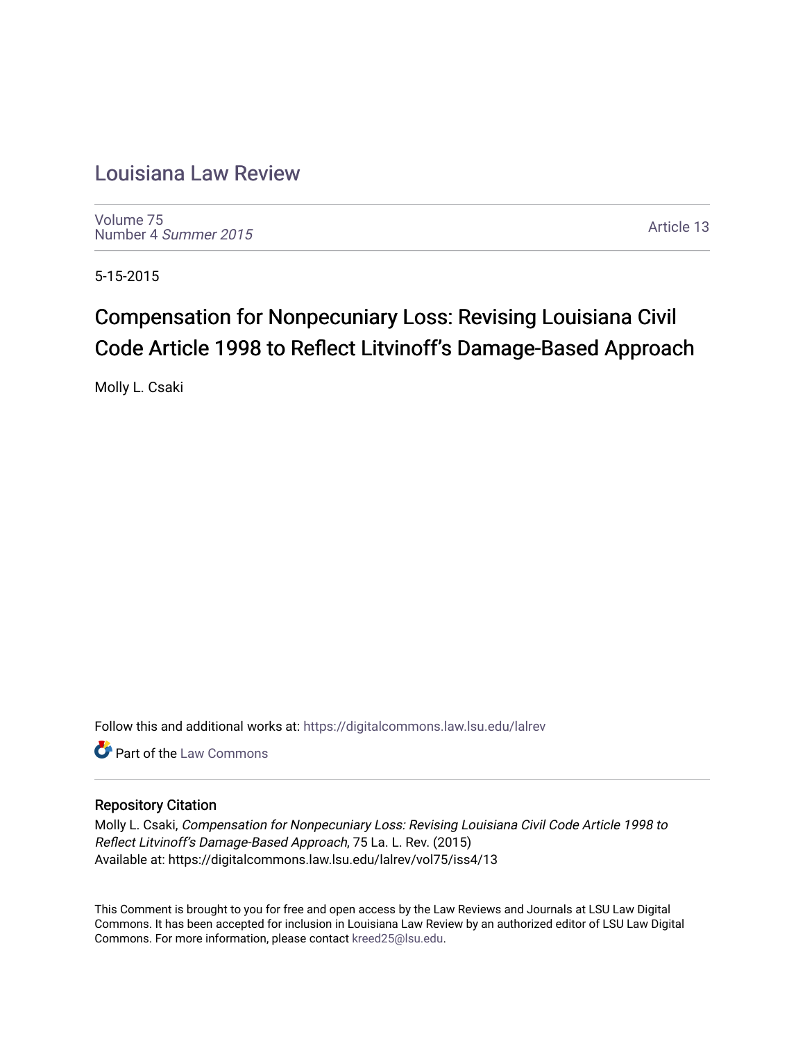# Louisiana Law Review

Volume 75
Number 4 *Summer 2015*

Article 13

5-15-2015

## Compensation for Nonpecuniary Loss: Revising Louisiana Civil Code Article 1998 to Reflect Litvinoff's Damage-Based Approach

Molly L. Csaki

Follow this and additional works at: https://digitalcommons.law.lsu.edu/lalrev

Part of the Law Commons

### Repository Citation

Molly L. Csaki, *Compensation for Nonpecuniary Loss: Revising Louisiana Civil Code Article 1998 to Reflect Litvinoff's Damage-Based Approach*, 75 La. L. Rev. (2015)
Available at: https://digitalcommons.law.lsu.edu/lalrev/vol75/iss4/13

This Comment is brought to you for free and open access by the Law Reviews and Journals at LSU Law Digital Commons. It has been accepted for inclusion in Louisiana Law Review by an authorized editor of LSU Law Digital Commons. For more information, please contact kreed25@lsu.edu.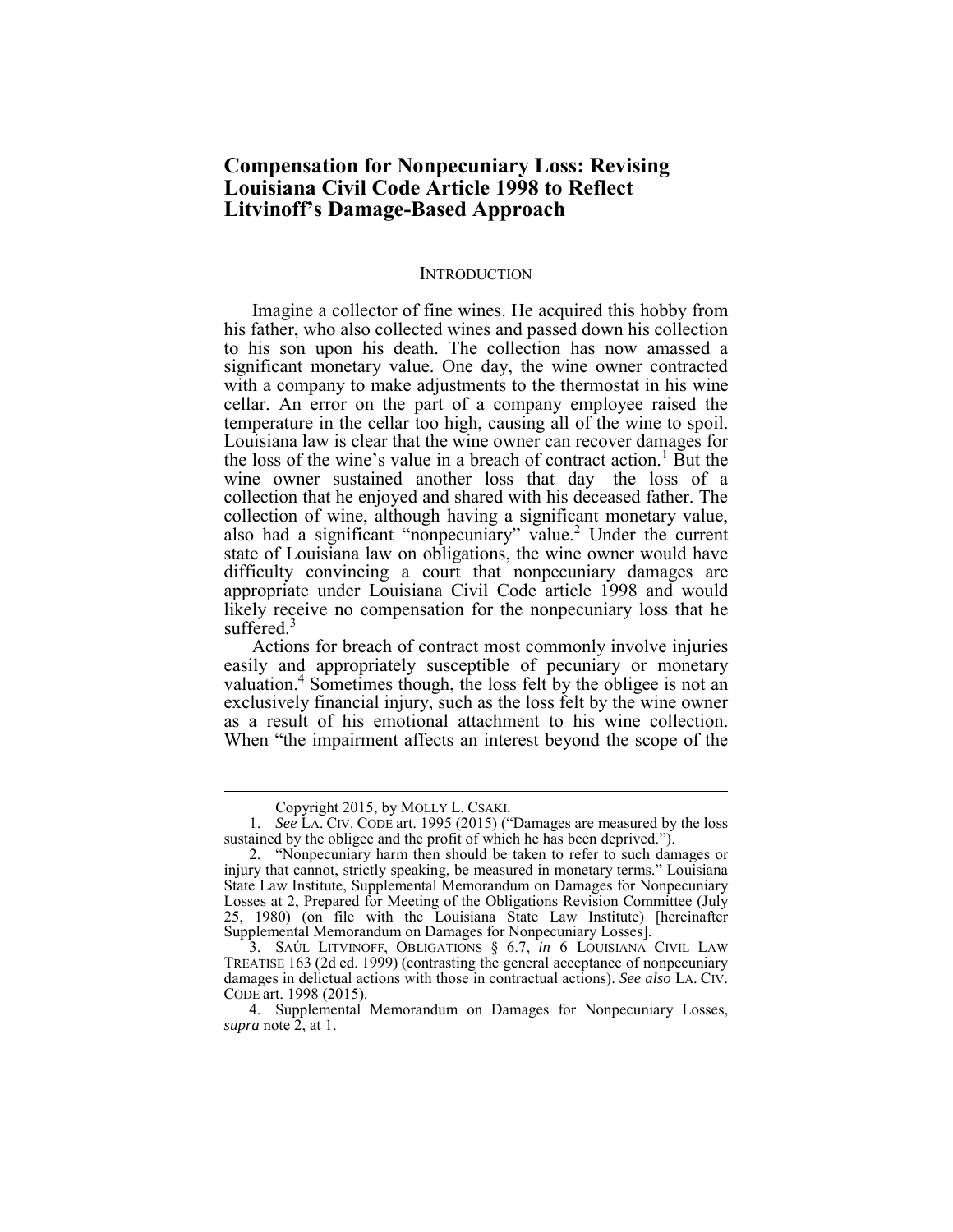# Compensation for Nonpecuniary Loss: Revising Louisiana Civil Code Article 1998 to Reflect Litvinoff's Damage-Based Approach

## INTRODUCTION

Imagine a collector of fine wines. He acquired this hobby from his father, who also collected wines and passed down his collection to his son upon his death. The collection has now amassed a significant monetary value. One day, the wine owner contracted with a company to make adjustments to the thermostat in his wine cellar. An error on the part of a company employee raised the temperature in the cellar too high, causing all of the wine to spoil. Louisiana law is clear that the wine owner can recover damages for the loss of the wine's value in a breach of contract action.[1] But the wine owner sustained another loss that day—the loss of a collection that he enjoyed and shared with his deceased father. The collection of wine, although having a significant monetary value, also had a significant "nonpecuniary" value.[2] Under the current state of Louisiana law on obligations, the wine owner would have difficulty convincing a court that nonpecuniary damages are appropriate under Louisiana Civil Code article 1998 and would likely receive no compensation for the nonpecuniary loss that he suffered.[3]

Actions for breach of contract most commonly involve injuries easily and appropriately susceptible of pecuniary or monetary valuation.[4] Sometimes though, the loss felt by the obligee is not an exclusively financial injury, such as the loss felt by the wine owner as a result of his emotional attachment to his wine collection. When "the impairment affects an interest beyond the scope of the

---

Copyright 2015, by MOLLY L. CSAKI.

1. *See* LA. CIV. CODE art. 1995 (2015) ("Damages are measured by the loss sustained by the obligee and the profit of which he has been deprived.").

2. "Nonpecuniary harm then should be taken to refer to such damages or injury that cannot, strictly speaking, be measured in monetary terms." Louisiana State Law Institute, Supplemental Memorandum on Damages for Nonpecuniary Losses at 2, Prepared for Meeting of the Obligations Revision Committee (July 25, 1980) (on file with the Louisiana State Law Institute) [hereinafter Supplemental Memorandum on Damages for Nonpecuniary Losses].

3. SAÚL LITVINOFF, OBLIGATIONS § 6.7, *in* 6 LOUISIANA CIVIL LAW TREATISE 163 (2d ed. 1999) (contrasting the general acceptance of nonpecuniary damages in delictual actions with those in contractual actions). *See also* LA. CIV. CODE art. 1998 (2015).

4. Supplemental Memorandum on Damages for Nonpecuniary Losses, *supra* note 2, at 1.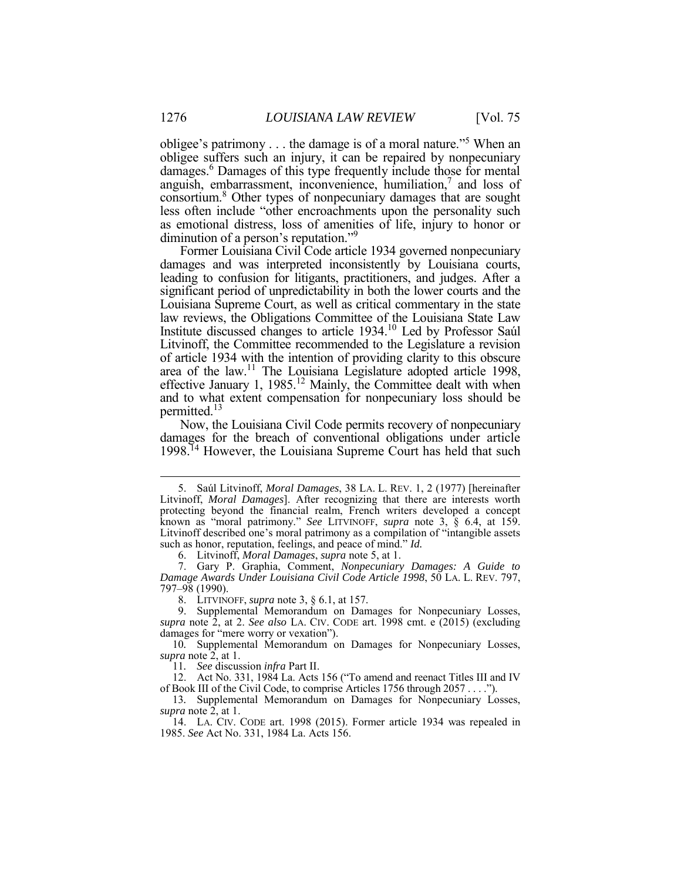obligee's patrimony . . . the damage is of a moral nature."[5] When an obligee suffers such an injury, it can be repaired by nonpecuniary damages.[6] Damages of this type frequently include those for mental anguish, embarrassment, inconvenience, humiliation,[7] and loss of consortium.[8] Other types of nonpecuniary damages that are sought less often include "other encroachments upon the personality such as emotional distress, loss of amenities of life, injury to honor or diminution of a person's reputation."[9]

Former Louisiana Civil Code article 1934 governed nonpecuniary damages and was interpreted inconsistently by Louisiana courts, leading to confusion for litigants, practitioners, and judges. After a significant period of unpredictability in both the lower courts and the Louisiana Supreme Court, as well as critical commentary in the state law reviews, the Obligations Committee of the Louisiana State Law Institute discussed changes to article 1934.[10] Led by Professor Saúl Litvinoff, the Committee recommended to the Legislature a revision of article 1934 with the intention of providing clarity to this obscure area of the law.[11] The Louisiana Legislature adopted article 1998, effective January 1, 1985.[12] Mainly, the Committee dealt with when and to what extent compensation for nonpecuniary loss should be permitted.[13]

Now, the Louisiana Civil Code permits recovery of nonpecuniary damages for the breach of conventional obligations under article 1998.[14] However, the Louisiana Supreme Court has held that such

---

5. Saúl Litvinoff, *Moral Damages*, 38 LA. L. REV. 1, 2 (1977) [hereinafter Litvinoff, *Moral Damages*]. After recognizing that there are interests worth protecting beyond the financial realm, French writers developed a concept known as "moral patrimony." *See* LITVINOFF, *supra* note 3, § 6.4, at 159. Litvinoff described one's moral patrimony as a compilation of "intangible assets such as honor, reputation, feelings, and peace of mind." *Id.*

6. Litvinoff, *Moral Damages*, *supra* note 5, at 1.

7. Gary P. Graphia, Comment, *Nonpecuniary Damages: A Guide to Damage Awards Under Louisiana Civil Code Article 1998*, 50 LA. L. REV. 797, 797–98 (1990).

8. LITVINOFF, *supra* note 3, § 6.1, at 157.

9. Supplemental Memorandum on Damages for Nonpecuniary Losses, *supra* note 2, at 2. *See also* LA. CIV. CODE art. 1998 cmt. e (2015) (excluding damages for "mere worry or vexation").

10. Supplemental Memorandum on Damages for Nonpecuniary Losses, *supra* note 2, at 1.

11. *See* discussion *infra* Part II.

12. Act No. 331, 1984 La. Acts 156 ("To amend and reenact Titles III and IV of Book III of the Civil Code, to comprise Articles 1756 through 2057 . . . .").

13. Supplemental Memorandum on Damages for Nonpecuniary Losses, *supra* note 2, at 1.

14. LA. CIV. CODE art. 1998 (2015). Former article 1934 was repealed in 1985. *See* Act No. 331, 1984 La. Acts 156.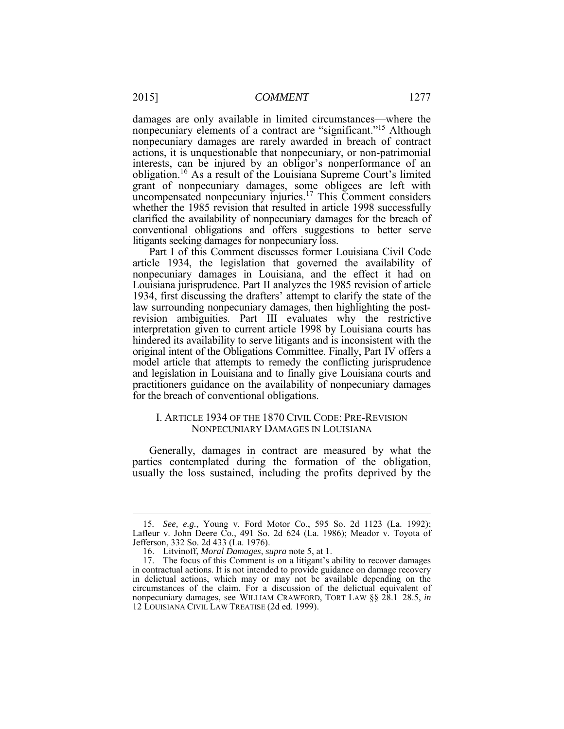damages are only available in limited circumstances—where the nonpecuniary elements of a contract are "significant."[15] Although nonpecuniary damages are rarely awarded in breach of contract actions, it is unquestionable that nonpecuniary, or non-patrimonial interests, can be injured by an obligor's nonperformance of an obligation.[16] As a result of the Louisiana Supreme Court's limited grant of nonpecuniary damages, some obligees are left with uncompensated nonpecuniary injuries.[17] This Comment considers whether the 1985 revision that resulted in article 1998 successfully clarified the availability of nonpecuniary damages for the breach of conventional obligations and offers suggestions to better serve litigants seeking damages for nonpecuniary loss.

Part I of this Comment discusses former Louisiana Civil Code article 1934, the legislation that governed the availability of nonpecuniary damages in Louisiana, and the effect it had on Louisiana jurisprudence. Part II analyzes the 1985 revision of article 1934, first discussing the drafters' attempt to clarify the state of the law surrounding nonpecuniary damages, then highlighting the post-revision ambiguities. Part III evaluates why the restrictive interpretation given to current article 1998 by Louisiana courts has hindered its availability to serve litigants and is inconsistent with the original intent of the Obligations Committee. Finally, Part IV offers a model article that attempts to remedy the conflicting jurisprudence and legislation in Louisiana and to finally give Louisiana courts and practitioners guidance on the availability of nonpecuniary damages for the breach of conventional obligations.

## I. ARTICLE 1934 OF THE 1870 CIVIL CODE: PRE-REVISION NONPECUNIARY DAMAGES IN LOUISIANA

Generally, damages in contract are measured by what the parties contemplated during the formation of the obligation, usually the loss sustained, including the profits deprived by the

---

15. *See, e.g.*, Young v. Ford Motor Co., 595 So. 2d 1123 (La. 1992); Lafleur v. John Deere Co., 491 So. 2d 624 (La. 1986); Meador v. Toyota of Jefferson, 332 So. 2d 433 (La. 1976).

16. Litvinoff, *Moral Damages*, *supra* note 5, at 1.

17. The focus of this Comment is on a litigant's ability to recover damages in contractual actions. It is not intended to provide guidance on damage recovery in delictual actions, which may or may not be available depending on the circumstances of the claim. For a discussion of the delictual equivalent of nonpecuniary damages, see WILLIAM CRAWFORD, TORT LAW §§ 28.1–28.5, *in* 12 LOUISIANA CIVIL LAW TREATISE (2d ed. 1999).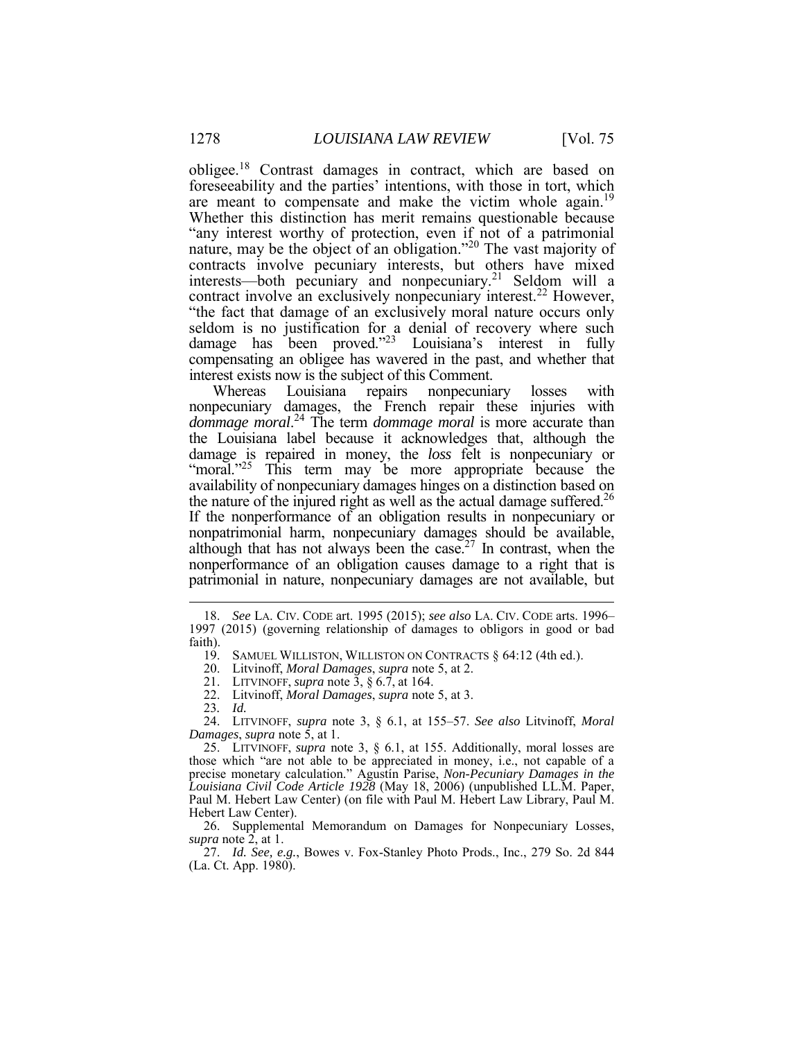obligee.[18] Contrast damages in contract, which are based on foreseeability and the parties' intentions, with those in tort, which are meant to compensate and make the victim whole again.[19] Whether this distinction has merit remains questionable because "any interest worthy of protection, even if not of a patrimonial nature, may be the object of an obligation."[20] The vast majority of contracts involve pecuniary interests, but others have mixed interests—both pecuniary and nonpecuniary.[21] Seldom will a contract involve an exclusively nonpecuniary interest.[22] However, "the fact that damage of an exclusively moral nature occurs only seldom is no justification for a denial of recovery where such damage has been proved."[23] Louisiana's interest in fully compensating an obligee has wavered in the past, and whether that interest exists now is the subject of this Comment.

Whereas Louisiana repairs nonpecuniary losses with nonpecuniary damages, the French repair these injuries with *dommage moral*.[24] The term *dommage moral* is more accurate than the Louisiana label because it acknowledges that, although the damage is repaired in money, the *loss* felt is nonpecuniary or "moral."[25] This term may be more appropriate because the availability of nonpecuniary damages hinges on a distinction based on the nature of the injured right as well as the actual damage suffered.[26] If the nonperformance of an obligation results in nonpecuniary or nonpatrimonial harm, nonpecuniary damages should be available, although that has not always been the case.[27] In contrast, when the nonperformance of an obligation causes damage to a right that is patrimonial in nature, nonpecuniary damages are not available, but

---

18. *See* LA. CIV. CODE art. 1995 (2015); *see also* LA. CIV. CODE arts. 1996–1997 (2015) (governing relationship of damages to obligors in good or bad faith).

19. SAMUEL WILLISTON, WILLISTON ON CONTRACTS § 64:12 (4th ed.).

20. Litvinoff, *Moral Damages*, *supra* note 5, at 2.

21. LITVINOFF, *supra* note 3, § 6.7, at 164.

22. Litvinoff, *Moral Damages*, *supra* note 5, at 3.

23. *Id.*

24. LITVINOFF, *supra* note 3, § 6.1, at 155–57. *See also* Litvinoff, *Moral Damages*, *supra* note 5, at 1.

25. LITVINOFF, *supra* note 3, § 6.1, at 155. Additionally, moral losses are those which "are not able to be appreciated in money, i.e., not capable of a precise monetary calculation." Agustín Parise, *Non-Pecuniary Damages in the Louisiana Civil Code Article 1928* (May 18, 2006) (unpublished LL.M. Paper, Paul M. Hebert Law Center) (on file with Paul M. Hebert Law Library, Paul M. Hebert Law Center).

26. Supplemental Memorandum on Damages for Nonpecuniary Losses, *supra* note 2, at 1.

27. *Id. See, e.g.*, Bowes v. Fox-Stanley Photo Prods., Inc., 279 So. 2d 844 (La. Ct. App. 1980).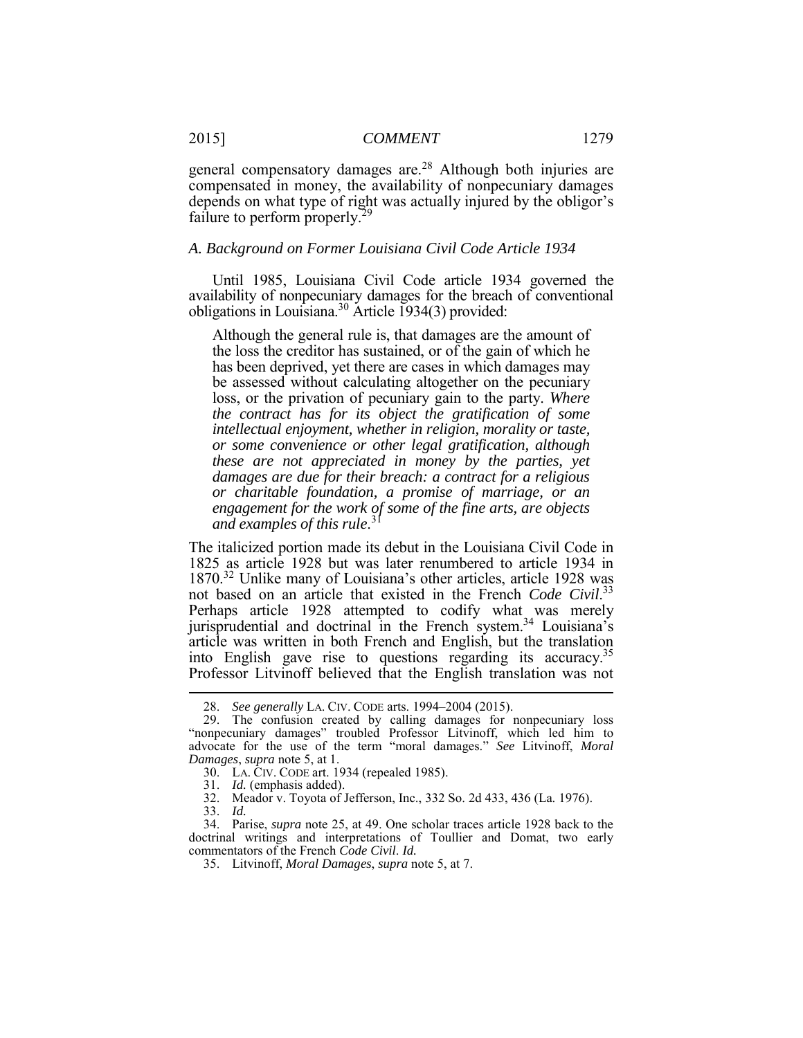general compensatory damages are.[28] Although both injuries are compensated in money, the availability of nonpecuniary damages depends on what type of right was actually injured by the obligor's failure to perform properly.[29]

### *A. Background on Former Louisiana Civil Code Article 1934*

Until 1985, Louisiana Civil Code article 1934 governed the availability of nonpecuniary damages for the breach of conventional obligations in Louisiana.[30] Article 1934(3) provided:

> Although the general rule is, that damages are the amount of the loss the creditor has sustained, or of the gain of which he has been deprived, yet there are cases in which damages may be assessed without calculating altogether on the pecuniary loss, or the privation of pecuniary gain to the party. *Where the contract has for its object the gratification of some intellectual enjoyment, whether in religion, morality or taste, or some convenience or other legal gratification, although these are not appreciated in money by the parties, yet damages are due for their breach: a contract for a religious or charitable foundation, a promise of marriage, or an engagement for the work of some of the fine arts, are objects and examples of this rule*.[31]

The italicized portion made its debut in the Louisiana Civil Code in 1825 as article 1928 but was later renumbered to article 1934 in 1870.[32] Unlike many of Louisiana's other articles, article 1928 was not based on an article that existed in the French *Code Civil*.[33] Perhaps article 1928 attempted to codify what was merely jurisprudential and doctrinal in the French system.[34] Louisiana's article was written in both French and English, but the translation into English gave rise to questions regarding its accuracy.[35] Professor Litvinoff believed that the English translation was not

---

28. *See generally* LA. CIV. CODE arts. 1994–2004 (2015).

29. The confusion created by calling damages for nonpecuniary loss "nonpecuniary damages" troubled Professor Litvinoff, which led him to advocate for the use of the term "moral damages." *See* Litvinoff, *Moral Damages*, *supra* note 5, at 1.

30. LA. CIV. CODE art. 1934 (repealed 1985).

31. *Id.* (emphasis added).

32. Meador v. Toyota of Jefferson, Inc., 332 So. 2d 433, 436 (La. 1976).

33. *Id.*

34. Parise, *supra* note 25, at 49. One scholar traces article 1928 back to the doctrinal writings and interpretations of Toullier and Domat, two early commentators of the French *Code Civil*. *Id.*

35. Litvinoff, *Moral Damages*, *supra* note 5, at 7.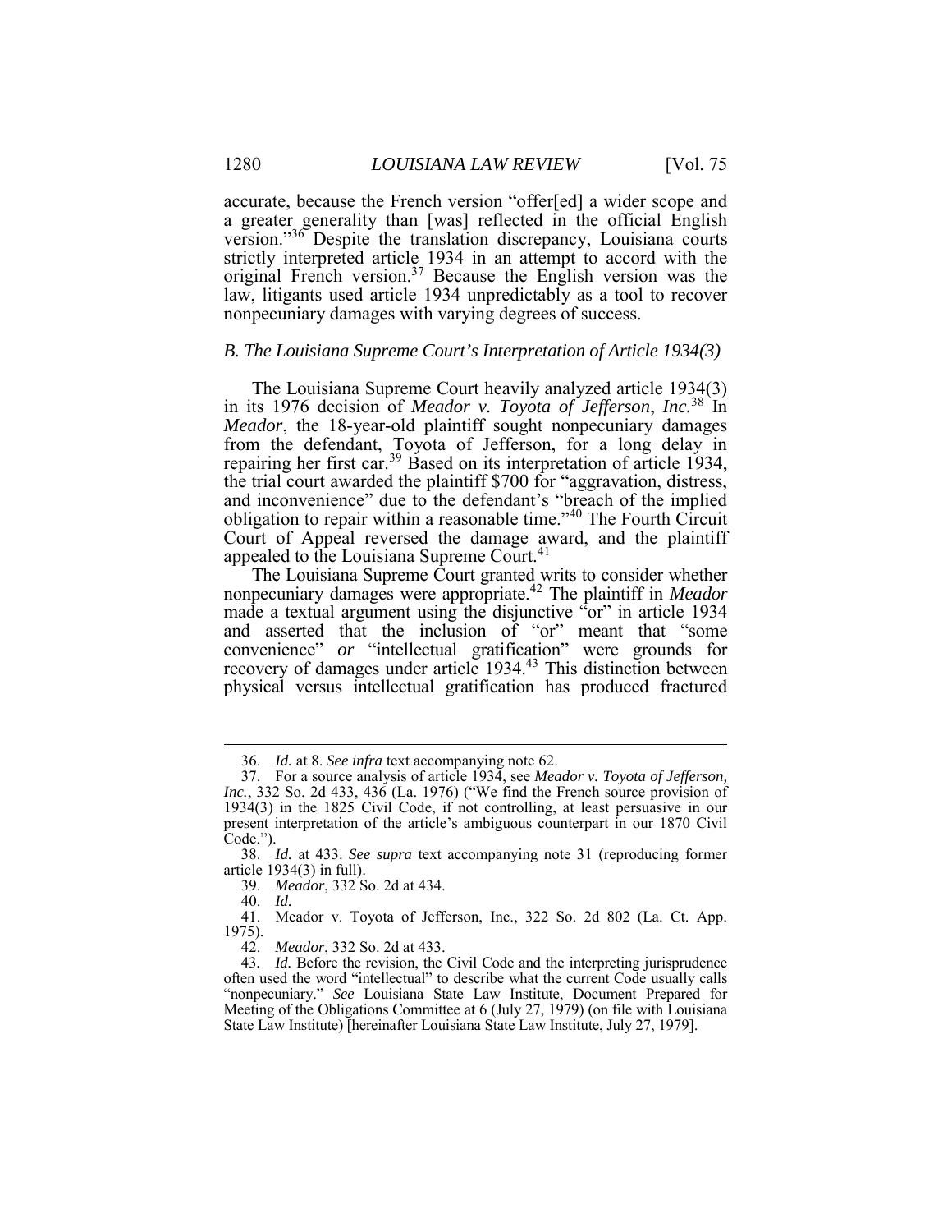accurate, because the French version "offer[ed] a wider scope and a greater generality than [was] reflected in the official English version."[36] Despite the translation discrepancy, Louisiana courts strictly interpreted article 1934 in an attempt to accord with the original French version.[37] Because the English version was the law, litigants used article 1934 unpredictably as a tool to recover nonpecuniary damages with varying degrees of success.

### *B. The Louisiana Supreme Court's Interpretation of Article 1934(3)*

The Louisiana Supreme Court heavily analyzed article 1934(3) in its 1976 decision of *Meador v. Toyota of Jefferson*, *Inc.*[38] In *Meador*, the 18-year-old plaintiff sought nonpecuniary damages from the defendant, Toyota of Jefferson, for a long delay in repairing her first car.[39] Based on its interpretation of article 1934, the trial court awarded the plaintiff $700 for "aggravation, distress, and inconvenience" due to the defendant's "breach of the implied obligation to repair within a reasonable time."[40] The Fourth Circuit Court of Appeal reversed the damage award, and the plaintiff appealed to the Louisiana Supreme Court.[41]

The Louisiana Supreme Court granted writs to consider whether nonpecuniary damages were appropriate.[42] The plaintiff in *Meador* made a textual argument using the disjunctive "or" in article 1934 and asserted that the inclusion of "or" meant that "some convenience" *or* "intellectual gratification" were grounds for recovery of damages under article 1934.[43] This distinction between physical versus intellectual gratification has produced fractured

---

36. *Id.* at 8. *See infra* text accompanying note 62.

37. For a source analysis of article 1934, see *Meador v. Toyota of Jefferson, Inc.*, 332 So. 2d 433, 436 (La. 1976) ("We find the French source provision of 1934(3) in the 1825 Civil Code, if not controlling, at least persuasive in our present interpretation of the article's ambiguous counterpart in our 1870 Civil Code.").

38. *Id.* at 433. *See supra* text accompanying note 31 (reproducing former article 1934(3) in full).

39. *Meador*, 332 So. 2d at 434.

40. *Id.*

41. Meador v. Toyota of Jefferson, Inc., 322 So. 2d 802 (La. Ct. App. 1975).

42. *Meador*, 332 So. 2d at 433.

43. *Id.* Before the revision, the Civil Code and the interpreting jurisprudence often used the word "intellectual" to describe what the current Code usually calls "nonpecuniary." *See* Louisiana State Law Institute, Document Prepared for Meeting of the Obligations Committee at 6 (July 27, 1979) (on file with Louisiana State Law Institute) [hereinafter Louisiana State Law Institute, July 27, 1979].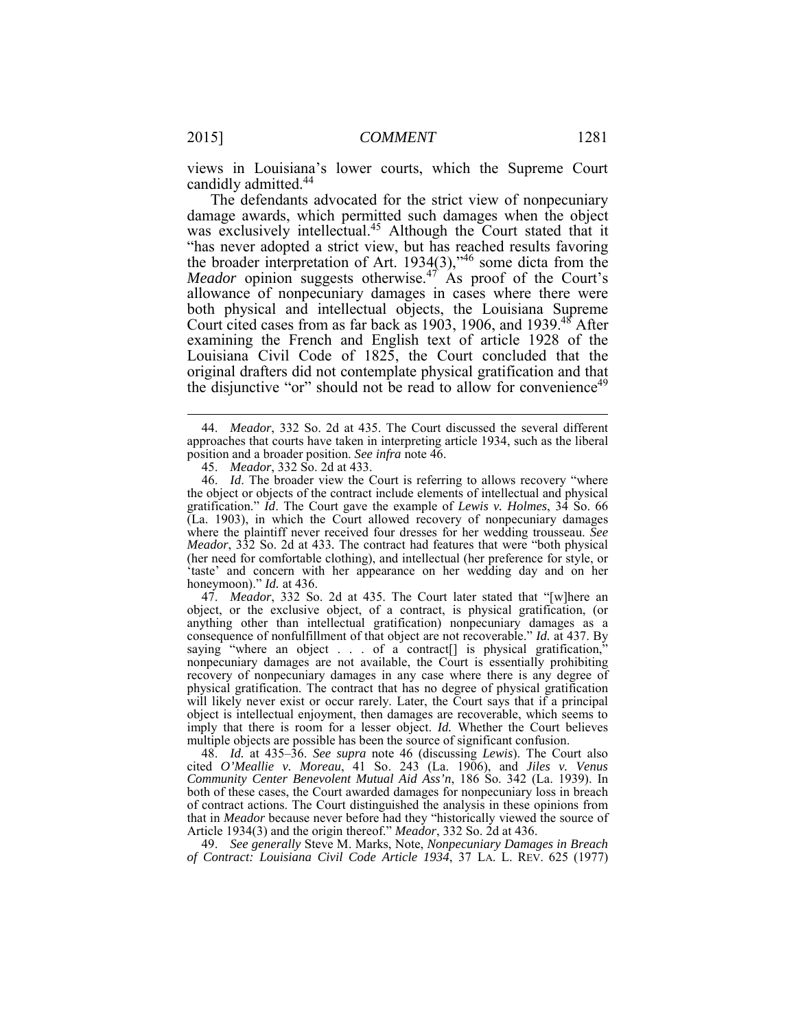views in Louisiana's lower courts, which the Supreme Court candidly admitted.[44]

The defendants advocated for the strict view of nonpecuniary damage awards, which permitted such damages when the object was exclusively intellectual.[45] Although the Court stated that it "has never adopted a strict view, but has reached results favoring the broader interpretation of Art. 1934(3),"[46] some dicta from the *Meador* opinion suggests otherwise.[47] As proof of the Court's allowance of nonpecuniary damages in cases where there were both physical and intellectual objects, the Louisiana Supreme Court cited cases from as far back as 1903, 1906, and 1939.[48] After examining the French and English text of article 1928 of the Louisiana Civil Code of 1825, the Court concluded that the original drafters did not contemplate physical gratification and that the disjunctive "or" should not be read to allow for convenience[49]

---

44. *Meador*, 332 So. 2d at 435. The Court discussed the several different approaches that courts have taken in interpreting article 1934, such as the liberal position and a broader position. *See infra* note 46.

45. *Meador*, 332 So. 2d at 433.

46. *Id*. The broader view the Court is referring to allows recovery "where the object or objects of the contract include elements of intellectual and physical gratification." *Id*. The Court gave the example of *Lewis v. Holmes*, 34 So. 66 (La. 1903), in which the Court allowed recovery of nonpecuniary damages where the plaintiff never received four dresses for her wedding trousseau. *See Meador*, 332 So. 2d at 433. The contract had features that were "both physical (her need for comfortable clothing), and intellectual (her preference for style, or 'taste' and concern with her appearance on her wedding day and on her honeymoon)." *Id.* at 436.

47. *Meador*, 332 So. 2d at 435. The Court later stated that "[w]here an object, or the exclusive object, of a contract, is physical gratification, (or anything other than intellectual gratification) nonpecuniary damages as a consequence of nonfulfillment of that object are not recoverable." *Id.* at 437. By saying "where an object . . . of a contract[] is physical gratification," nonpecuniary damages are not available, the Court is essentially prohibiting recovery of nonpecuniary damages in any case where there is any degree of physical gratification. The contract that has no degree of physical gratification will likely never exist or occur rarely. Later, the Court says that if a principal object is intellectual enjoyment, then damages are recoverable, which seems to imply that there is room for a lesser object. *Id.* Whether the Court believes multiple objects are possible has been the source of significant confusion.

48. *Id.* at 435–36. *See supra* note 46 (discussing *Lewis*). The Court also cited *O'Meallie v. Moreau*, 41 So. 243 (La. 1906), and *Jiles v. Venus Community Center Benevolent Mutual Aid Ass'n*, 186 So. 342 (La. 1939). In both of these cases, the Court awarded damages for nonpecuniary loss in breach of contract actions. The Court distinguished the analysis in these opinions from that in *Meador* because never before had they "historically viewed the source of Article 1934(3) and the origin thereof." *Meador*, 332 So. 2d at 436.

49. *See generally* Steve M. Marks, Note, *Nonpecuniary Damages in Breach of Contract: Louisiana Civil Code Article 1934*, 37 LA. L. REV. 625 (1977)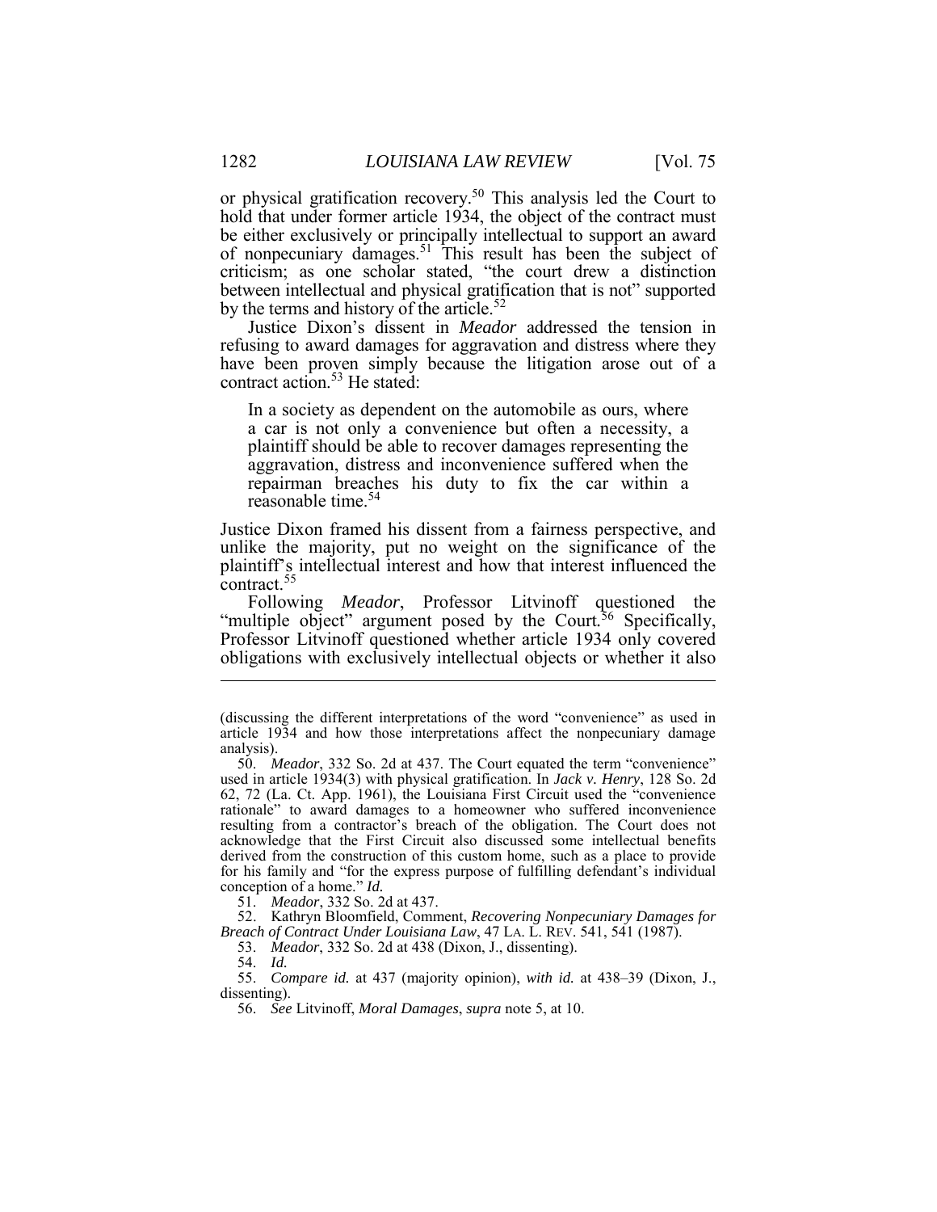or physical gratification recovery.[50] This analysis led the Court to hold that under former article 1934, the object of the contract must be either exclusively or principally intellectual to support an award of nonpecuniary damages.[51] This result has been the subject of criticism; as one scholar stated, "the court drew a distinction between intellectual and physical gratification that is not" supported by the terms and history of the article.[52]

Justice Dixon's dissent in *Meador* addressed the tension in refusing to award damages for aggravation and distress where they have been proven simply because the litigation arose out of a contract action.[53] He stated:

> In a society as dependent on the automobile as ours, where a car is not only a convenience but often a necessity, a plaintiff should be able to recover damages representing the aggravation, distress and inconvenience suffered when the repairman breaches his duty to fix the car within a reasonable time.[54]

Justice Dixon framed his dissent from a fairness perspective, and unlike the majority, put no weight on the significance of the plaintiff's intellectual interest and how that interest influenced the contract.[55]

Following *Meador*, Professor Litvinoff questioned the "multiple object" argument posed by the Court.[56] Specifically, Professor Litvinoff questioned whether article 1934 only covered obligations with exclusively intellectual objects or whether it also

---

(discussing the different interpretations of the word "convenience" as used in article 1934 and how those interpretations affect the nonpecuniary damage analysis).

50. *Meador*, 332 So. 2d at 437. The Court equated the term "convenience" used in article 1934(3) with physical gratification. In *Jack v. Henry*, 128 So. 2d 62, 72 (La. Ct. App. 1961), the Louisiana First Circuit used the "convenience rationale" to award damages to a homeowner who suffered inconvenience resulting from a contractor's breach of the obligation. The Court does not acknowledge that the First Circuit also discussed some intellectual benefits derived from the construction of this custom home, such as a place to provide for his family and "for the express purpose of fulfilling defendant's individual conception of a home." *Id.*

51. *Meador*, 332 So. 2d at 437.

52. Kathryn Bloomfield, Comment, *Recovering Nonpecuniary Damages for Breach of Contract Under Louisiana Law*, 47 LA. L. REV. 541, 541 (1987).

53. *Meador*, 332 So. 2d at 438 (Dixon, J., dissenting).

54. *Id.*

55. *Compare id.* at 437 (majority opinion), *with id.* at 438–39 (Dixon, J., dissenting).

56. *See* Litvinoff, *Moral Damages*, *supra* note 5, at 10.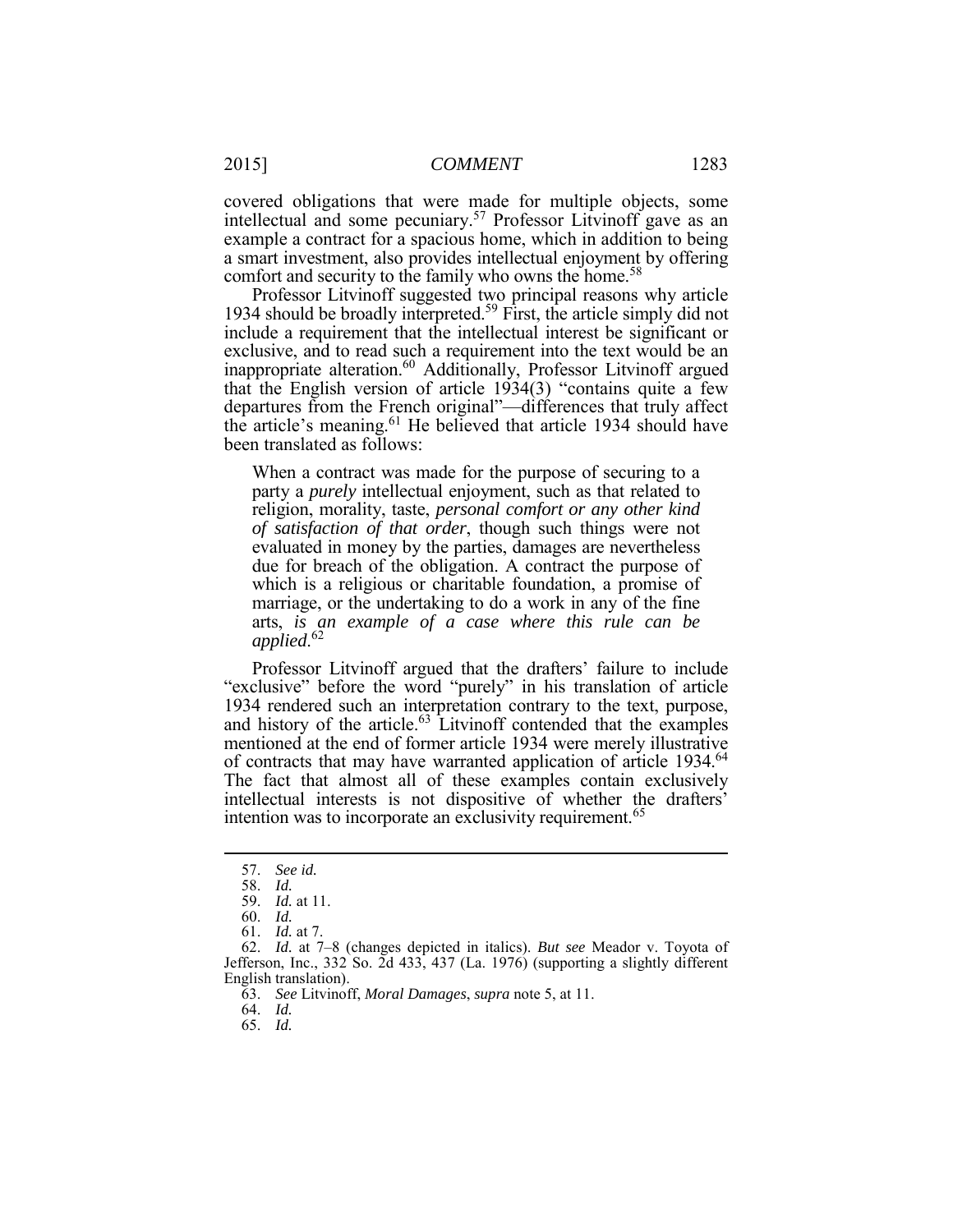covered obligations that were made for multiple objects, some intellectual and some pecuniary.[57] Professor Litvinoff gave as an example a contract for a spacious home, which in addition to being a smart investment, also provides intellectual enjoyment by offering comfort and security to the family who owns the home.[58]

Professor Litvinoff suggested two principal reasons why article 1934 should be broadly interpreted.[59] First, the article simply did not include a requirement that the intellectual interest be significant or exclusive, and to read such a requirement into the text would be an inappropriate alteration.[60] Additionally, Professor Litvinoff argued that the English version of article 1934(3) "contains quite a few departures from the French original"—differences that truly affect the article's meaning.[61] He believed that article 1934 should have been translated as follows:

> When a contract was made for the purpose of securing to a party a *purely* intellectual enjoyment, such as that related to religion, morality, taste, *personal comfort or any other kind of satisfaction of that order*, though such things were not evaluated in money by the parties, damages are nevertheless due for breach of the obligation. A contract the purpose of which is a religious or charitable foundation, a promise of marriage, or the undertaking to do a work in any of the fine arts, *is an example of a case where this rule can be applied*.[62]

Professor Litvinoff argued that the drafters' failure to include "exclusive" before the word "purely" in his translation of article 1934 rendered such an interpretation contrary to the text, purpose, and history of the article.[63] Litvinoff contended that the examples mentioned at the end of former article 1934 were merely illustrative of contracts that may have warranted application of article 1934.[64] The fact that almost all of these examples contain exclusively intellectual interests is not dispositive of whether the drafters' intention was to incorporate an exclusivity requirement.[65]

---

57. *See id.*
58. *Id.*
59. *Id.* at 11.
60. *Id.*
61. *Id.* at 7.
62. *Id.* at 7–8 (changes depicted in italics). *But see* Meador v. Toyota of Jefferson, Inc., 332 So. 2d 433, 437 (La. 1976) (supporting a slightly different English translation).
63. *See* Litvinoff, *Moral Damages*, *supra* note 5, at 11.
64. *Id.*
65. *Id.*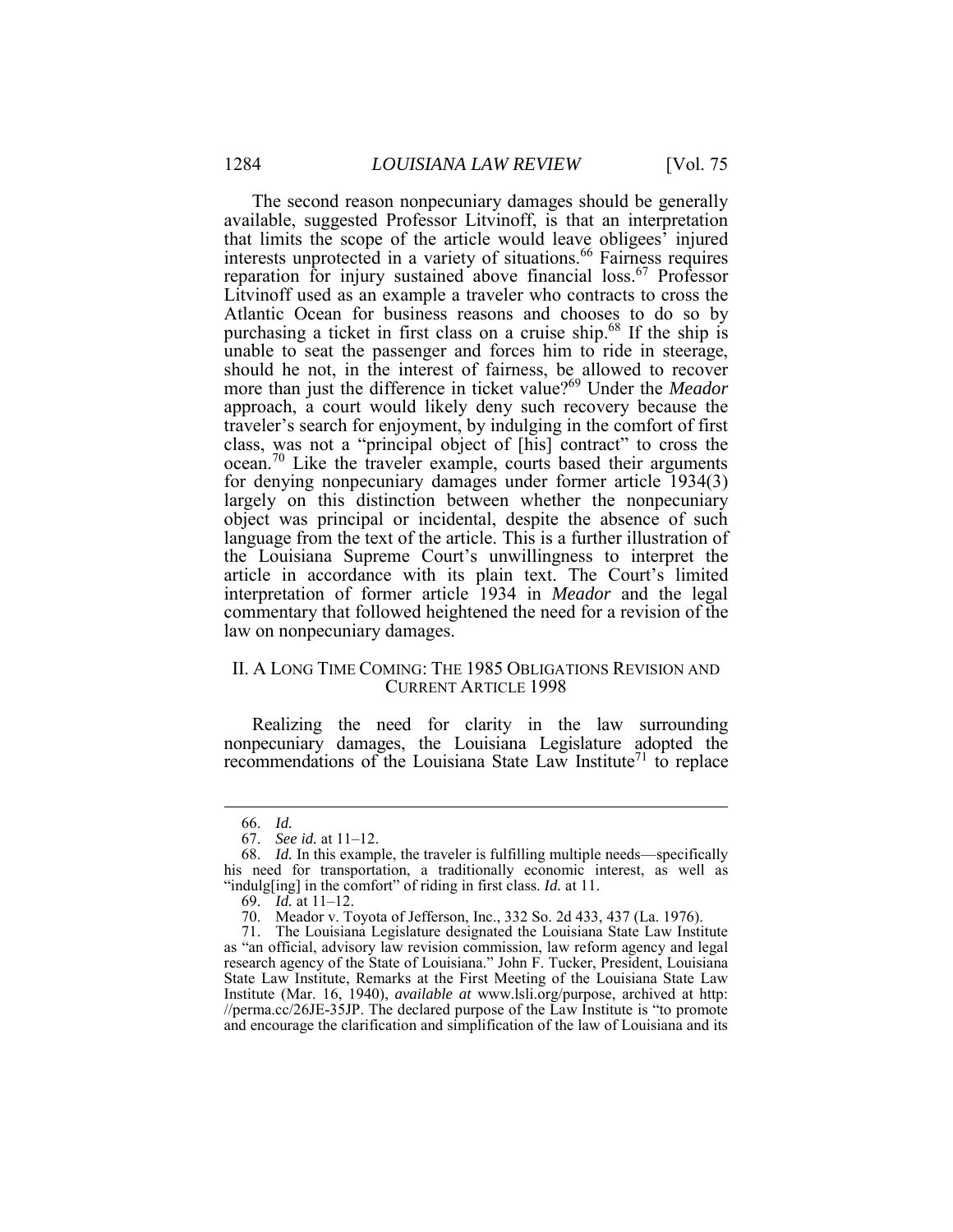The second reason nonpecuniary damages should be generally available, suggested Professor Litvinoff, is that an interpretation that limits the scope of the article would leave obligees' injured interests unprotected in a variety of situations.[66] Fairness requires reparation for injury sustained above financial loss.[67] Professor Litvinoff used as an example a traveler who contracts to cross the Atlantic Ocean for business reasons and chooses to do so by purchasing a ticket in first class on a cruise ship.[68] If the ship is unable to seat the passenger and forces him to ride in steerage, should he not, in the interest of fairness, be allowed to recover more than just the difference in ticket value?[69] Under the *Meador* approach, a court would likely deny such recovery because the traveler's search for enjoyment, by indulging in the comfort of first class, was not a "principal object of [his] contract" to cross the ocean.[70] Like the traveler example, courts based their arguments for denying nonpecuniary damages under former article 1934(3) largely on this distinction between whether the nonpecuniary object was principal or incidental, despite the absence of such language from the text of the article. This is a further illustration of the Louisiana Supreme Court's unwillingness to interpret the article in accordance with its plain text. The Court's limited interpretation of former article 1934 in *Meador* and the legal commentary that followed heightened the need for a revision of the law on nonpecuniary damages.

## II. A LONG TIME COMING: THE 1985 OBLIGATIONS REVISION AND CURRENT ARTICLE 1998

Realizing the need for clarity in the law surrounding nonpecuniary damages, the Louisiana Legislature adopted the recommendations of the Louisiana State Law Institute[71] to replace

---

66. *Id.*

67. *See id.* at 11–12.

68. *Id.* In this example, the traveler is fulfilling multiple needs—specifically his need for transportation, a traditionally economic interest, as well as "indulg[ing] in the comfort" of riding in first class. *Id.* at 11.

69. *Id.* at 11–12.

70. Meador v. Toyota of Jefferson, Inc., 332 So. 2d 433, 437 (La. 1976).

71. The Louisiana Legislature designated the Louisiana State Law Institute as "an official, advisory law revision commission, law reform agency and legal research agency of the State of Louisiana." John F. Tucker, President, Louisiana State Law Institute, Remarks at the First Meeting of the Louisiana State Law Institute (Mar. 16, 1940), *available at* www.lsli.org/purpose, archived at http://perma.cc/26JE-35JP. The declared purpose of the Law Institute is "to promote and encourage the clarification and simplification of the law of Louisiana and its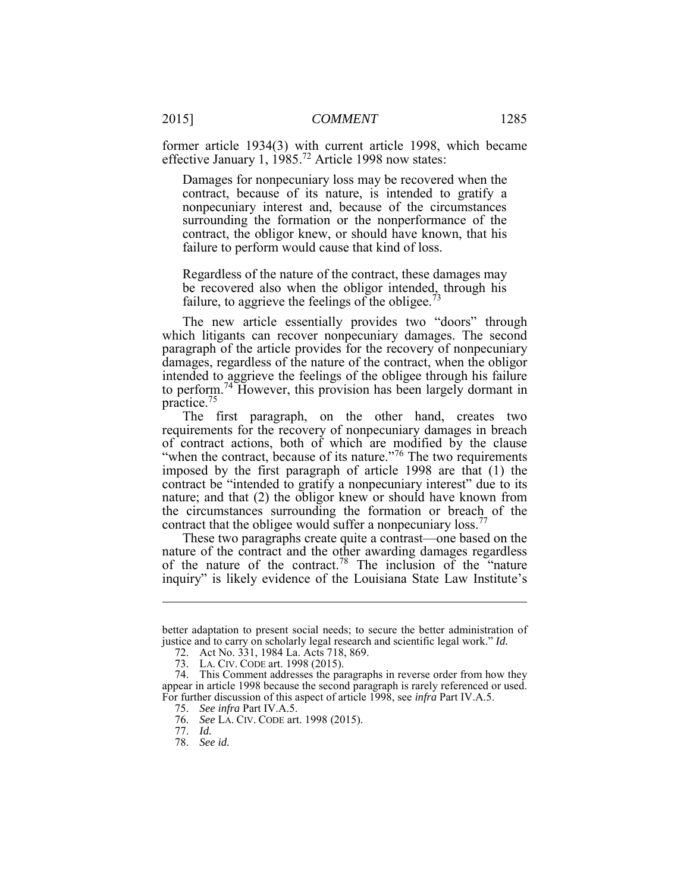former article 1934(3) with current article 1998, which became effective January 1, 1985.[72] Article 1998 now states:

> Damages for nonpecuniary loss may be recovered when the contract, because of its nature, is intended to gratify a nonpecuniary interest and, because of the circumstances surrounding the formation or the nonperformance of the contract, the obligor knew, or should have known, that his failure to perform would cause that kind of loss.
>
> Regardless of the nature of the contract, these damages may be recovered also when the obligor intended, through his failure, to aggrieve the feelings of the obligee.[73]

The new article essentially provides two "doors" through which litigants can recover nonpecuniary damages. The second paragraph of the article provides for the recovery of nonpecuniary damages, regardless of the nature of the contract, when the obligor intended to aggrieve the feelings of the obligee through his failure to perform.[74] However, this provision has been largely dormant in practice.[75]

The first paragraph, on the other hand, creates two requirements for the recovery of nonpecuniary damages in breach of contract actions, both of which are modified by the clause "when the contract, because of its nature."[76] The two requirements imposed by the first paragraph of article 1998 are that (1) the contract be "intended to gratify a nonpecuniary interest" due to its nature; and that (2) the obligor knew or should have known from the circumstances surrounding the formation or breach of the contract that the obligee would suffer a nonpecuniary loss.[77]

These two paragraphs create quite a contrast—one based on the nature of the contract and the other awarding damages regardless of the nature of the contract.[78] The inclusion of the "nature inquiry" is likely evidence of the Louisiana State Law Institute's

---

better adaptation to present social needs; to secure the better administration of justice and to carry on scholarly legal research and scientific legal work." *Id.*

72. Act No. 331, 1984 La. Acts 718, 869.

73. LA. CIV. CODE art. 1998 (2015).

74. This Comment addresses the paragraphs in reverse order from how they appear in article 1998 because the second paragraph is rarely referenced or used. For further discussion of this aspect of article 1998, see *infra* Part IV.A.5.

75. *See infra* Part IV.A.5.

76. *See* LA. CIV. CODE art. 1998 (2015).

77. *Id.*

78. *See id.*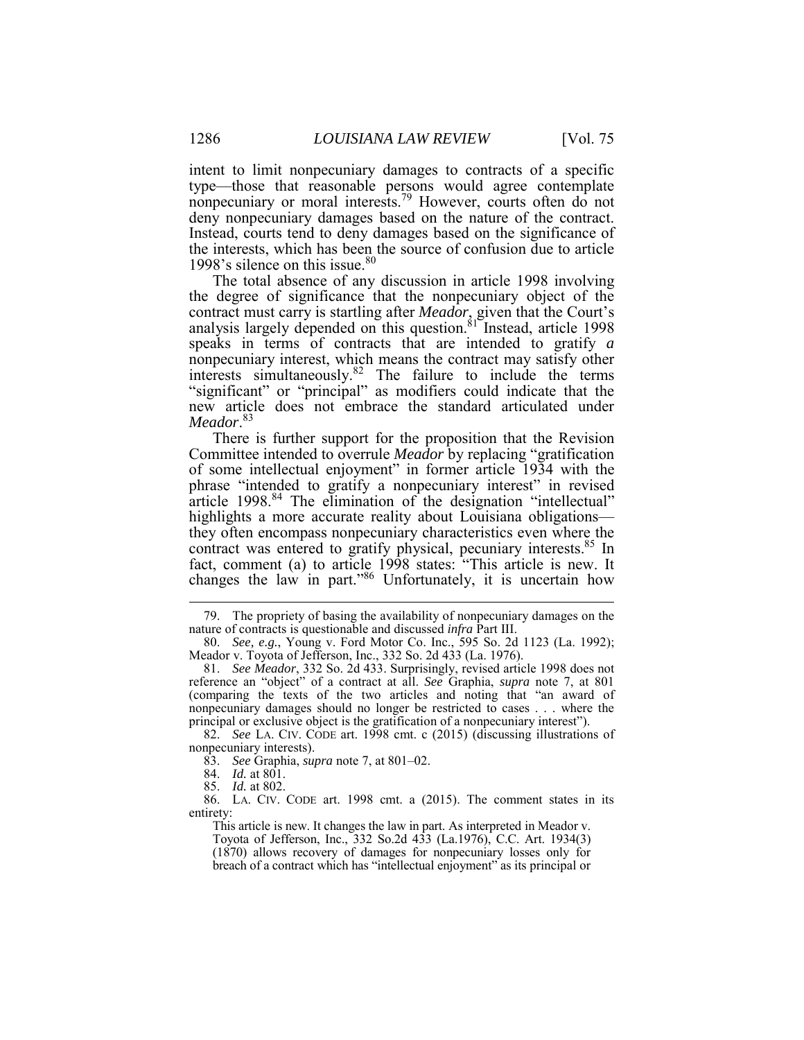intent to limit nonpecuniary damages to contracts of a specific type—those that reasonable persons would agree contemplate nonpecuniary or moral interests.[79] However, courts often do not deny nonpecuniary damages based on the nature of the contract. Instead, courts tend to deny damages based on the significance of the interests, which has been the source of confusion due to article 1998's silence on this issue.[80]

The total absence of any discussion in article 1998 involving the degree of significance that the nonpecuniary object of the contract must carry is startling after *Meador*, given that the Court's analysis largely depended on this question.[81] Instead, article 1998 speaks in terms of contracts that are intended to gratify *a* nonpecuniary interest, which means the contract may satisfy other interests simultaneously.[82] The failure to include the terms "significant" or "principal" as modifiers could indicate that the new article does not embrace the standard articulated under *Meador*.[83]

There is further support for the proposition that the Revision Committee intended to overrule *Meador* by replacing "gratification of some intellectual enjoyment" in former article 1934 with the phrase "intended to gratify a nonpecuniary interest" in revised article 1998.[84] The elimination of the designation "intellectual" highlights a more accurate reality about Louisiana obligations—they often encompass nonpecuniary characteristics even where the contract was entered to gratify physical, pecuniary interests.[85] In fact, comment (a) to article 1998 states: "This article is new. It changes the law in part."[86] Unfortunately, it is uncertain how

---

79. The propriety of basing the availability of nonpecuniary damages on the nature of contracts is questionable and discussed *infra* Part III.

80. *See, e.g.*, Young v. Ford Motor Co. Inc., 595 So. 2d 1123 (La. 1992); Meador v. Toyota of Jefferson, Inc., 332 So. 2d 433 (La. 1976).

81. *See Meador*, 332 So. 2d 433. Surprisingly, revised article 1998 does not reference an "object" of a contract at all. *See* Graphia, *supra* note 7, at 801 (comparing the texts of the two articles and noting that "an award of nonpecuniary damages should no longer be restricted to cases . . . where the principal or exclusive object is the gratification of a nonpecuniary interest").

82. *See* LA. CIV. CODE art. 1998 cmt. c (2015) (discussing illustrations of nonpecuniary interests).

83. *See* Graphia, *supra* note 7, at 801–02.

84. *Id.* at 801.

85. *Id.* at 802.

86. LA. CIV. CODE art. 1998 cmt. a (2015). The comment states in its entirety:

> This article is new. It changes the law in part. As interpreted in Meador v. Toyota of Jefferson, Inc., 332 So.2d 433 (La.1976), C.C. Art. 1934(3) (1870) allows recovery of damages for nonpecuniary losses only for breach of a contract which has "intellectual enjoyment" as its principal or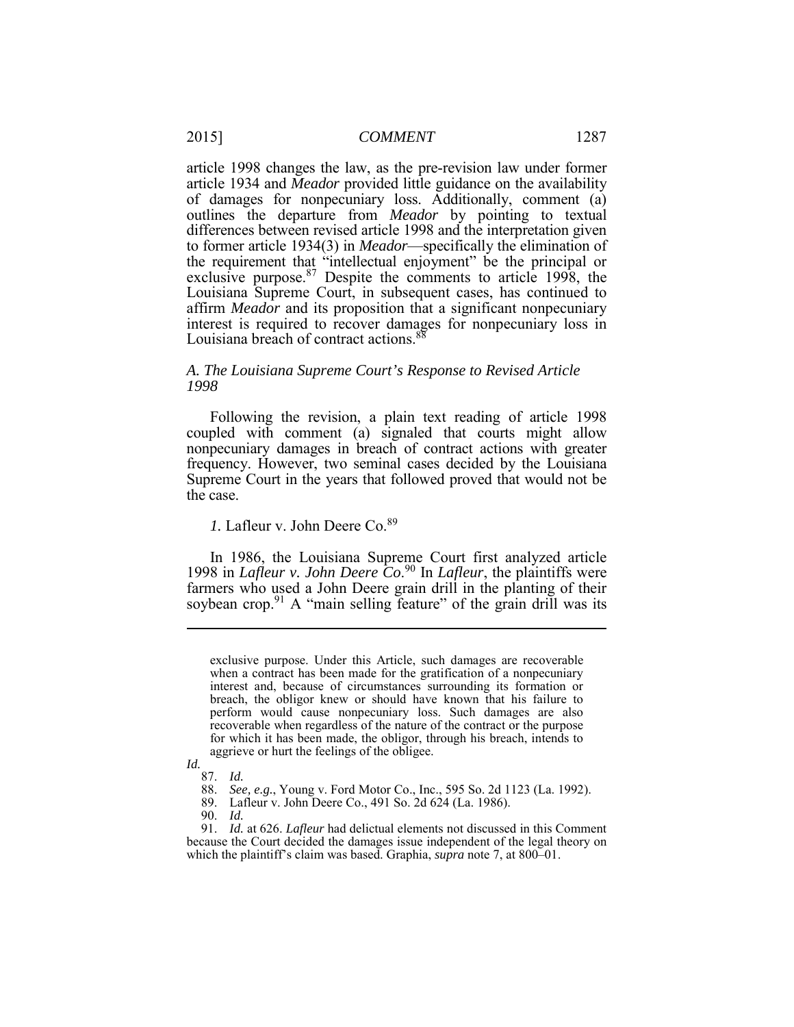article 1998 changes the law, as the pre-revision law under former article 1934 and *Meador* provided little guidance on the availability of damages for nonpecuniary loss. Additionally, comment (a) outlines the departure from *Meador* by pointing to textual differences between revised article 1998 and the interpretation given to former article 1934(3) in *Meador*—specifically the elimination of the requirement that "intellectual enjoyment" be the principal or exclusive purpose.[87] Despite the comments to article 1998, the Louisiana Supreme Court, in subsequent cases, has continued to affirm *Meador* and its proposition that a significant nonpecuniary interest is required to recover damages for nonpecuniary loss in Louisiana breach of contract actions.[88]

### *A. The Louisiana Supreme Court's Response to Revised Article 1998*

Following the revision, a plain text reading of article 1998 coupled with comment (a) signaled that courts might allow nonpecuniary damages in breach of contract actions with greater frequency. However, two seminal cases decided by the Louisiana Supreme Court in the years that followed proved that would not be the case.

#### *1.* Lafleur v. John Deere Co.[89]

In 1986, the Louisiana Supreme Court first analyzed article 1998 in *Lafleur v. John Deere Co.*[90] In *Lafleur*, the plaintiffs were farmers who used a John Deere grain drill in the planting of their soybean crop.[91] A "main selling feature" of the grain drill was its

---

exclusive purpose. Under this Article, such damages are recoverable when a contract has been made for the gratification of a nonpecuniary interest and, because of circumstances surrounding its formation or breach, the obligor knew or should have known that his failure to perform would cause nonpecuniary loss. Such damages are also recoverable when regardless of the nature of the contract or the purpose for which it has been made, the obligor, through his breach, intends to aggrieve or hurt the feelings of the obligee.

*Id.*

87. *Id.*

88. *See, e.g.*, Young v. Ford Motor Co., Inc., 595 So. 2d 1123 (La. 1992).

89. Lafleur v. John Deere Co., 491 So. 2d 624 (La. 1986).

90. *Id.*

91. *Id.* at 626. *Lafleur* had delictual elements not discussed in this Comment because the Court decided the damages issue independent of the legal theory on which the plaintiff's claim was based. Graphia, *supra* note 7, at 800–01.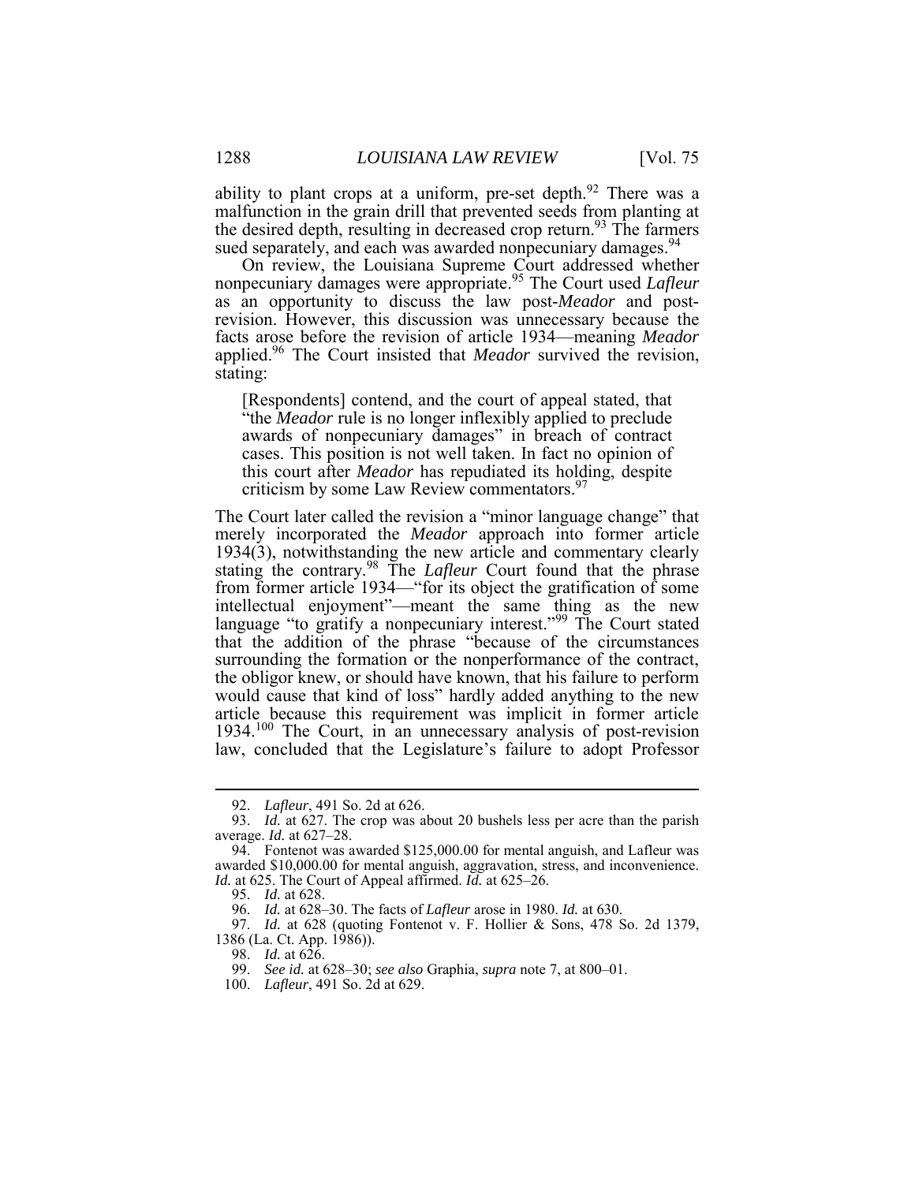ability to plant crops at a uniform, pre-set depth.[92] There was a malfunction in the grain drill that prevented seeds from planting at the desired depth, resulting in decreased crop return.[93] The farmers sued separately, and each was awarded nonpecuniary damages.[94]

On review, the Louisiana Supreme Court addressed whether nonpecuniary damages were appropriate.[95] The Court used *Lafleur* as an opportunity to discuss the law post-*Meador* and post-revision. However, this discussion was unnecessary because the facts arose before the revision of article 1934—meaning *Meador* applied.[96] The Court insisted that *Meador* survived the revision, stating:

> [Respondents] contend, and the court of appeal stated, that "the *Meador* rule is no longer inflexibly applied to preclude awards of nonpecuniary damages" in breach of contract cases. This position is not well taken. In fact no opinion of this court after *Meador* has repudiated its holding, despite criticism by some Law Review commentators.[97]

The Court later called the revision a "minor language change" that merely incorporated the *Meador* approach into former article 1934(3), notwithstanding the new article and commentary clearly stating the contrary.[98] The *Lafleur* Court found that the phrase from former article 1934—"for its object the gratification of some intellectual enjoyment"—meant the same thing as the new language "to gratify a nonpecuniary interest."[99] The Court stated that the addition of the phrase "because of the circumstances surrounding the formation or the nonperformance of the contract, the obligor knew, or should have known, that his failure to perform would cause that kind of loss" hardly added anything to the new article because this requirement was implicit in former article 1934.[100] The Court, in an unnecessary analysis of post-revision law, concluded that the Legislature's failure to adopt Professor

---

92. *Lafleur*, 491 So. 2d at 626.

93. *Id.* at 627. The crop was about 20 bushels less per acre than the parish average. *Id.* at 627–28.

94. Fontenot was awarded $125,000.00 for mental anguish, and Lafleur was awarded $10,000.00 for mental anguish, aggravation, stress, and inconvenience. *Id.* at 625. The Court of Appeal affirmed. *Id.* at 625–26.

95. *Id.* at 628.

96. *Id.* at 628–30. The facts of *Lafleur* arose in 1980. *Id.* at 630.

97. *Id.* at 628 (quoting Fontenot v. F. Hollier & Sons, 478 So. 2d 1379, 1386 (La. Ct. App. 1986)).

98. *Id.* at 626.

99. *See id.* at 628–30; *see also* Graphia, *supra* note 7, at 800–01.

100. *Lafleur*, 491 So. 2d at 629.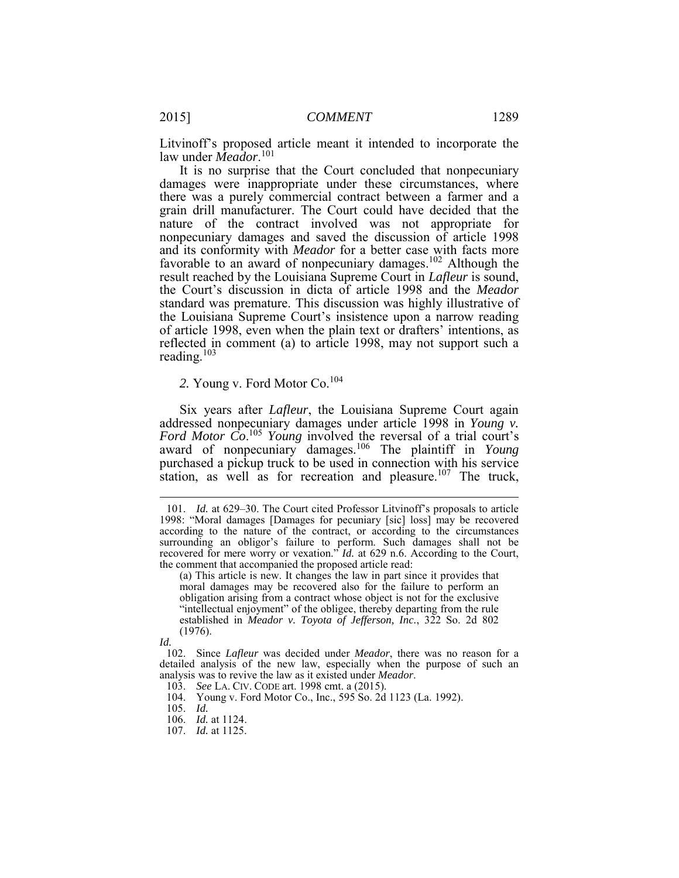Litvinoff's proposed article meant it intended to incorporate the law under *Meador*.[101]

It is no surprise that the Court concluded that nonpecuniary damages were inappropriate under these circumstances, where there was a purely commercial contract between a farmer and a grain drill manufacturer. The Court could have decided that the nature of the contract involved was not appropriate for nonpecuniary damages and saved the discussion of article 1998 and its conformity with *Meador* for a better case with facts more favorable to an award of nonpecuniary damages.[102] Although the result reached by the Louisiana Supreme Court in *Lafleur* is sound, the Court's discussion in dicta of article 1998 and the *Meador* standard was premature. This discussion was highly illustrative of the Louisiana Supreme Court's insistence upon a narrow reading of article 1998, even when the plain text or drafters' intentions, as reflected in comment (a) to article 1998, may not support such a reading.[103]

### *2.* Young v. Ford Motor Co.[104]

Six years after *Lafleur*, the Louisiana Supreme Court again addressed nonpecuniary damages under article 1998 in *Young v. Ford Motor Co*.[105] *Young* involved the reversal of a trial court's award of nonpecuniary damages.[106] The plaintiff in *Young* purchased a pickup truck to be used in connection with his service station, as well as for recreation and pleasure.[107] The truck,

---

101. *Id.* at 629–30. The Court cited Professor Litvinoff's proposals to article 1998: "Moral damages [Damages for pecuniary [sic] loss] may be recovered according to the nature of the contract, or according to the circumstances surrounding an obligor's failure to perform. Such damages shall not be recovered for mere worry or vexation." *Id.* at 629 n.6. According to the Court, the comment that accompanied the proposed article read:

> (a) This article is new. It changes the law in part since it provides that moral damages may be recovered also for the failure to perform an obligation arising from a contract whose object is not for the exclusive "intellectual enjoyment" of the obligee, thereby departing from the rule established in *Meador v. Toyota of Jefferson, Inc.*, 322 So. 2d 802 (1976).

*Id.*

102. Since *Lafleur* was decided under *Meador*, there was no reason for a detailed analysis of the new law, especially when the purpose of such an analysis was to revive the law as it existed under *Meador*.

103. *See* LA. CIV. CODE art. 1998 cmt. a (2015).

104. Young v. Ford Motor Co., Inc., 595 So. 2d 1123 (La. 1992).

105. *Id.*

106. *Id.* at 1124.

107. *Id.* at 1125.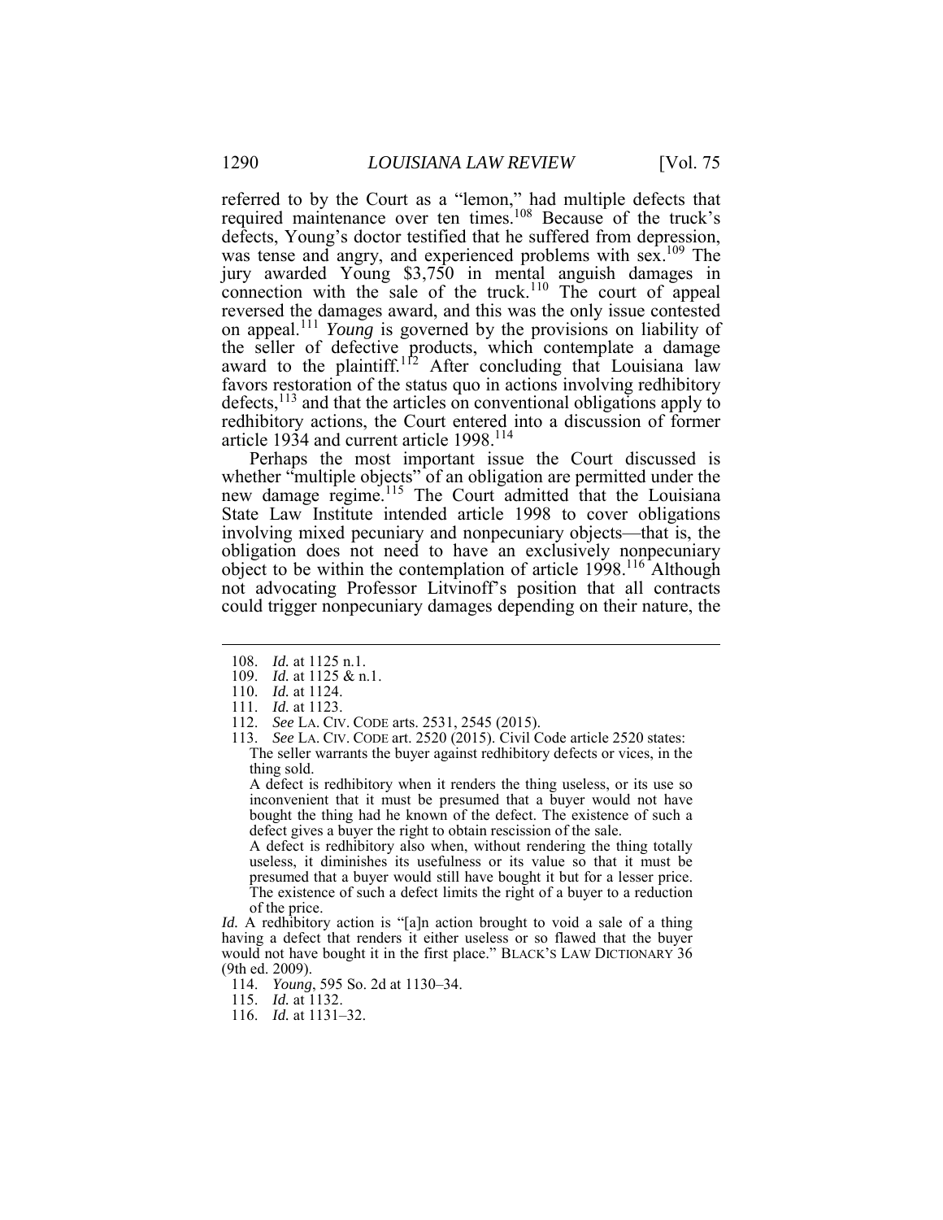referred to by the Court as a "lemon," had multiple defects that required maintenance over ten times.[108] Because of the truck's defects, Young's doctor testified that he suffered from depression, was tense and angry, and experienced problems with sex.[109] The jury awarded Young $3,750 in mental anguish damages in connection with the sale of the truck.[110] The court of appeal reversed the damages award, and this was the only issue contested on appeal.[111] *Young* is governed by the provisions on liability of the seller of defective products, which contemplate a damage award to the plaintiff.[112] After concluding that Louisiana law favors restoration of the status quo in actions involving redhibitory defects,[113] and that the articles on conventional obligations apply to redhibitory actions, the Court entered into a discussion of former article 1934 and current article 1998.[114]

Perhaps the most important issue the Court discussed is whether "multiple objects" of an obligation are permitted under the new damage regime.[115] The Court admitted that the Louisiana State Law Institute intended article 1998 to cover obligations involving mixed pecuniary and nonpecuniary objects—that is, the obligation does not need to have an exclusively nonpecuniary object to be within the contemplation of article 1998.[116] Although not advocating Professor Litvinoff's position that all contracts could trigger nonpecuniary damages depending on their nature, the

---

108. *Id.* at 1125 n.1.

109. *Id.* at 1125 & n.1.

110. *Id.* at 1124.

111. *Id.* at 1123.

112. *See* LA. CIV. CODE arts. 2531, 2545 (2015).

113. *See* LA. CIV. CODE art. 2520 (2015). Civil Code article 2520 states:

> The seller warrants the buyer against redhibitory defects or vices, in the thing sold.
>
> A defect is redhibitory when it renders the thing useless, or its use so inconvenient that it must be presumed that a buyer would not have bought the thing had he known of the defect. The existence of such a defect gives a buyer the right to obtain rescission of the sale.
>
> A defect is redhibitory also when, without rendering the thing totally useless, it diminishes its usefulness or its value so that it must be presumed that a buyer would still have bought it but for a lesser price. The existence of such a defect limits the right of a buyer to a reduction of the price.

*Id.* A redhibitory action is "[a]n action brought to void a sale of a thing having a defect that renders it either useless or so flawed that the buyer would not have bought it in the first place." BLACK'S LAW DICTIONARY 36 (9th ed. 2009).

114. *Young*, 595 So. 2d at 1130–34.

115. *Id.* at 1132.

116. *Id.* at 1131–32.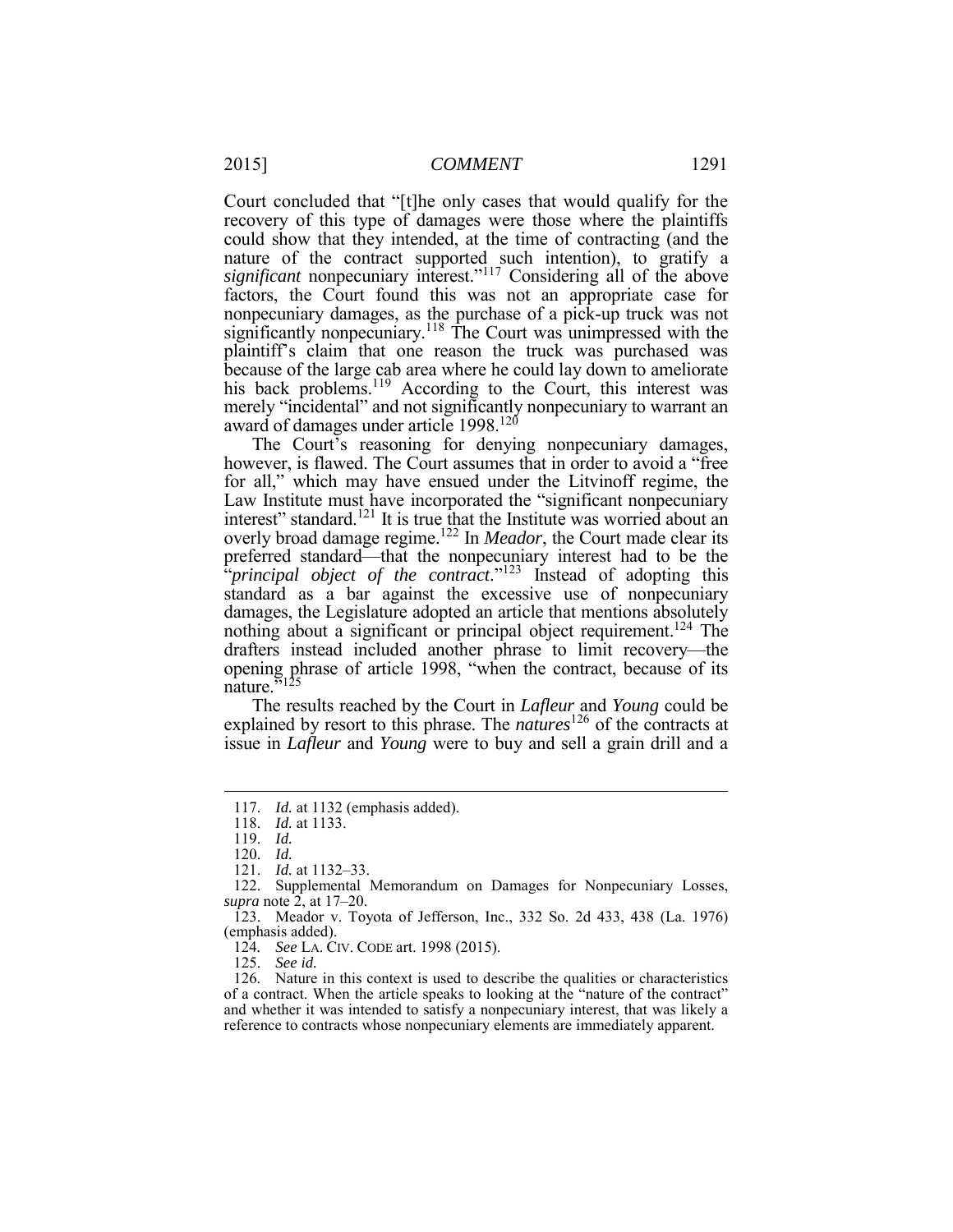Court concluded that "[t]he only cases that would qualify for the recovery of this type of damages were those where the plaintiffs could show that they intended, at the time of contracting (and the nature of the contract supported such intention), to gratify a *significant* nonpecuniary interest."[117] Considering all of the above factors, the Court found this was not an appropriate case for nonpecuniary damages, as the purchase of a pick-up truck was not significantly nonpecuniary.[118] The Court was unimpressed with the plaintiff's claim that one reason the truck was purchased was because of the large cab area where he could lay down to ameliorate his back problems.[119] According to the Court, this interest was merely "incidental" and not significantly nonpecuniary to warrant an award of damages under article 1998.[120]

The Court's reasoning for denying nonpecuniary damages, however, is flawed. The Court assumes that in order to avoid a "free for all," which may have ensued under the Litvinoff regime, the Law Institute must have incorporated the "significant nonpecuniary interest" standard.[121] It is true that the Institute was worried about an overly broad damage regime.[122] In *Meador*, the Court made clear its preferred standard—that the nonpecuniary interest had to be the "*principal object of the contract*."[123] Instead of adopting this standard as a bar against the excessive use of nonpecuniary damages, the Legislature adopted an article that mentions absolutely nothing about a significant or principal object requirement.[124] The drafters instead included another phrase to limit recovery—the opening phrase of article 1998, "when the contract, because of its nature."[125]

The results reached by the Court in *Lafleur* and *Young* could be explained by resort to this phrase. The *natures*[126] of the contracts at issue in *Lafleur* and *Young* were to buy and sell a grain drill and a

---

117. *Id.* at 1132 (emphasis added).
118. *Id.* at 1133.
119. *Id.*
120. *Id.*
121. *Id.* at 1132–33.
122. Supplemental Memorandum on Damages for Nonpecuniary Losses, *supra* note 2, at 17–20.
123. Meador v. Toyota of Jefferson, Inc., 332 So. 2d 433, 438 (La. 1976) (emphasis added).
124. *See* LA. CIV. CODE art. 1998 (2015).
125. *See id.*
126. Nature in this context is used to describe the qualities or characteristics of a contract. When the article speaks to looking at the "nature of the contract" and whether it was intended to satisfy a nonpecuniary interest, that was likely a reference to contracts whose nonpecuniary elements are immediately apparent.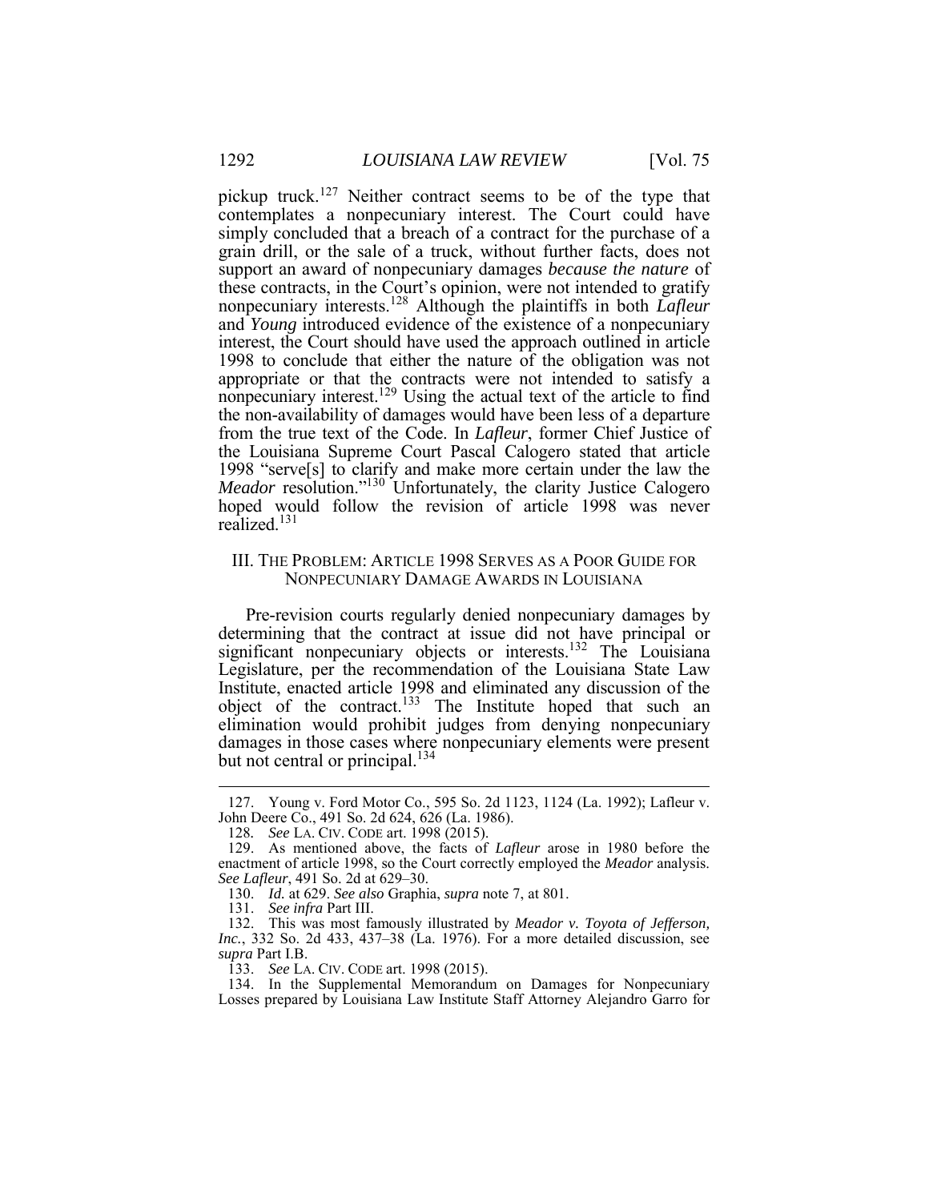pickup truck.[127] Neither contract seems to be of the type that contemplates a nonpecuniary interest. The Court could have simply concluded that a breach of a contract for the purchase of a grain drill, or the sale of a truck, without further facts, does not support an award of nonpecuniary damages *because the nature* of these contracts, in the Court's opinion, were not intended to gratify nonpecuniary interests.[128] Although the plaintiffs in both *Lafleur* and *Young* introduced evidence of the existence of a nonpecuniary interest, the Court should have used the approach outlined in article 1998 to conclude that either the nature of the obligation was not appropriate or that the contracts were not intended to satisfy a nonpecuniary interest.[129] Using the actual text of the article to find the non-availability of damages would have been less of a departure from the true text of the Code. In *Lafleur*, former Chief Justice of the Louisiana Supreme Court Pascal Calogero stated that article 1998 "serve[s] to clarify and make more certain under the law the *Meador* resolution."[130] Unfortunately, the clarity Justice Calogero hoped would follow the revision of article 1998 was never realized.[131]

## III. THE PROBLEM: ARTICLE 1998 SERVES AS A POOR GUIDE FOR NONPECUNIARY DAMAGE AWARDS IN LOUISIANA

Pre-revision courts regularly denied nonpecuniary damages by determining that the contract at issue did not have principal or significant nonpecuniary objects or interests.[132] The Louisiana Legislature, per the recommendation of the Louisiana State Law Institute, enacted article 1998 and eliminated any discussion of the object of the contract.[133] The Institute hoped that such an elimination would prohibit judges from denying nonpecuniary damages in those cases where nonpecuniary elements were present but not central or principal.[134]

---

127. Young v. Ford Motor Co., 595 So. 2d 1123, 1124 (La. 1992); Lafleur v. John Deere Co., 491 So. 2d 624, 626 (La. 1986).

128. *See* LA. CIV. CODE art. 1998 (2015).

129. As mentioned above, the facts of *Lafleur* arose in 1980 before the enactment of article 1998, so the Court correctly employed the *Meador* analysis. *See Lafleur*, 491 So. 2d at 629–30.

130. *Id.* at 629. *See also* Graphia, *supra* note 7, at 801.

131. *See infra* Part III.

132. This was most famously illustrated by *Meador v. Toyota of Jefferson, Inc.*, 332 So. 2d 433, 437–38 (La. 1976). For a more detailed discussion, see *supra* Part I.B.

133. *See* LA. CIV. CODE art. 1998 (2015).

134. In the Supplemental Memorandum on Damages for Nonpecuniary Losses prepared by Louisiana Law Institute Staff Attorney Alejandro Garro for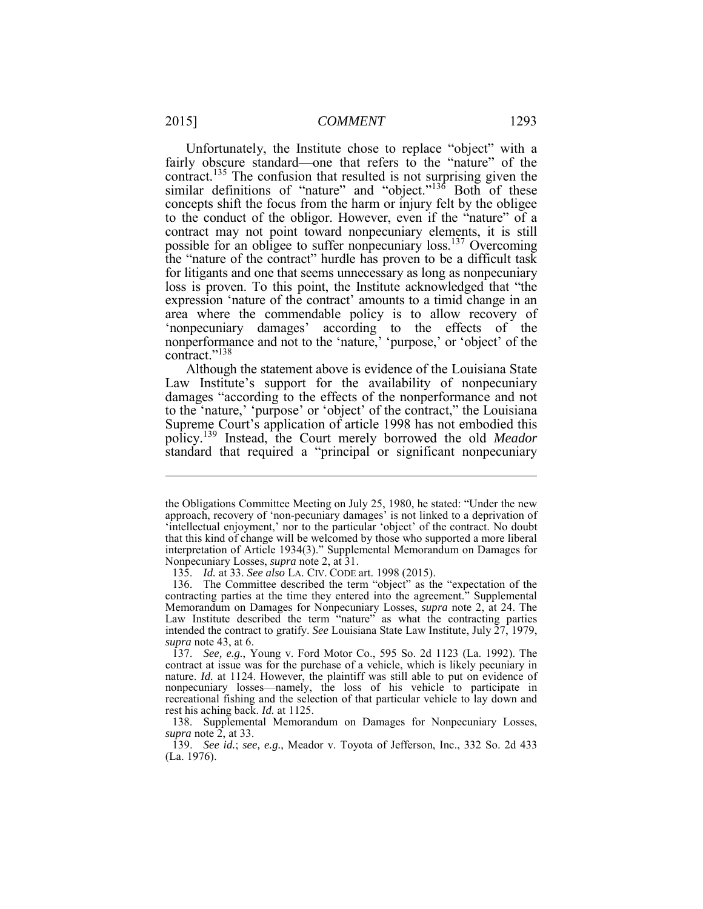Unfortunately, the Institute chose to replace "object" with a fairly obscure standard—one that refers to the "nature" of the contract.[135] The confusion that resulted is not surprising given the similar definitions of "nature" and "object."[136] Both of these concepts shift the focus from the harm or injury felt by the obligee to the conduct of the obligor. However, even if the "nature" of a contract may not point toward nonpecuniary elements, it is still possible for an obligee to suffer nonpecuniary loss.[137] Overcoming the "nature of the contract" hurdle has proven to be a difficult task for litigants and one that seems unnecessary as long as nonpecuniary loss is proven. To this point, the Institute acknowledged that "the expression 'nature of the contract' amounts to a timid change in an area where the commendable policy is to allow recovery of 'nonpecuniary damages' according to the effects of the nonperformance and not to the 'nature,' 'purpose,' or 'object' of the contract."[138]

Although the statement above is evidence of the Louisiana State Law Institute's support for the availability of nonpecuniary damages "according to the effects of the nonperformance and not to the 'nature,' 'purpose' or 'object' of the contract," the Louisiana Supreme Court's application of article 1998 has not embodied this policy.[139] Instead, the Court merely borrowed the old *Meador* standard that required a "principal or significant nonpecuniary

---

the Obligations Committee Meeting on July 25, 1980, he stated: "Under the new approach, recovery of 'non-pecuniary damages' is not linked to a deprivation of 'intellectual enjoyment,' nor to the particular 'object' of the contract. No doubt that this kind of change will be welcomed by those who supported a more liberal interpretation of Article 1934(3)." Supplemental Memorandum on Damages for Nonpecuniary Losses, *supra* note 2, at 31.

135. *Id.* at 33. *See also* LA. CIV. CODE art. 1998 (2015).

136. The Committee described the term "object" as the "expectation of the contracting parties at the time they entered into the agreement." Supplemental Memorandum on Damages for Nonpecuniary Losses, *supra* note 2, at 24. The Law Institute described the term "nature" as what the contracting parties intended the contract to gratify. *See* Louisiana State Law Institute, July 27, 1979, *supra* note 43, at 6.

137. *See, e.g.*, Young v. Ford Motor Co., 595 So. 2d 1123 (La. 1992). The contract at issue was for the purchase of a vehicle, which is likely pecuniary in nature. *Id.* at 1124. However, the plaintiff was still able to put on evidence of nonpecuniary losses—namely, the loss of his vehicle to participate in recreational fishing and the selection of that particular vehicle to lay down and rest his aching back. *Id.* at 1125.

138. Supplemental Memorandum on Damages for Nonpecuniary Losses, *supra* note 2, at 33.

139. *See id.*; *see, e.g.*, Meador v. Toyota of Jefferson, Inc., 332 So. 2d 433 (La. 1976).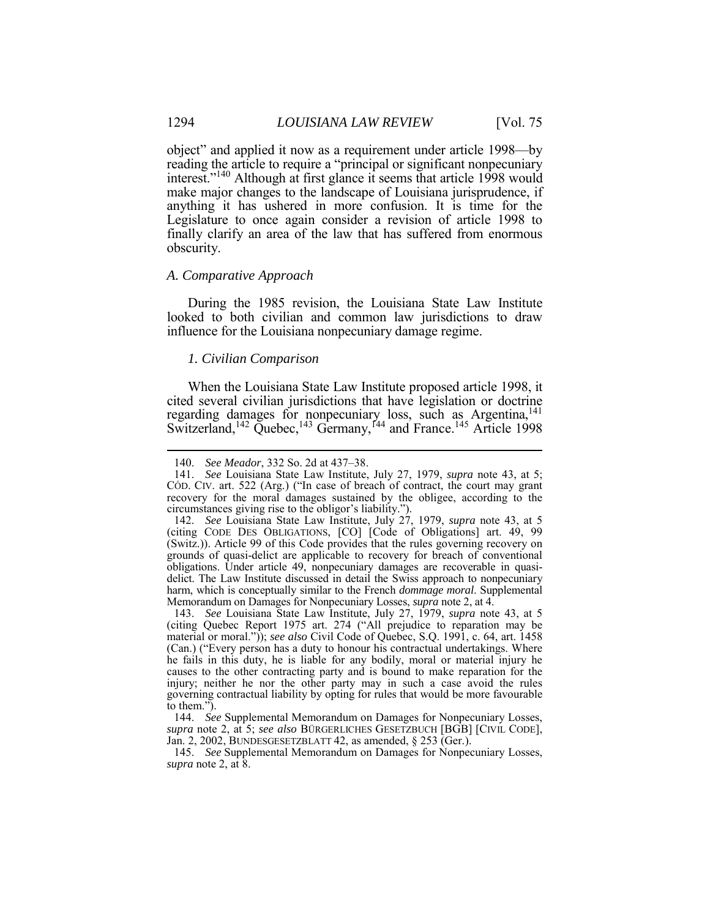object" and applied it now as a requirement under article 1998—by reading the article to require a "principal or significant nonpecuniary interest."[140] Although at first glance it seems that article 1998 would make major changes to the landscape of Louisiana jurisprudence, if anything it has ushered in more confusion. It is time for the Legislature to once again consider a revision of article 1998 to finally clarify an area of the law that has suffered from enormous obscurity.

### *A. Comparative Approach*

During the 1985 revision, the Louisiana State Law Institute looked to both civilian and common law jurisdictions to draw influence for the Louisiana nonpecuniary damage regime.

#### *1. Civilian Comparison*

When the Louisiana State Law Institute proposed article 1998, it cited several civilian jurisdictions that have legislation or doctrine regarding damages for nonpecuniary loss, such as Argentina,[141] Switzerland,[142] Quebec,[143] Germany,[144] and France.[145] Article 1998

---

140. *See Meador*, 332 So. 2d at 437–38.

141. *See* Louisiana State Law Institute, July 27, 1979, *supra* note 43, at 5; CÓD. CIV. art. 522 (Arg.) ("In case of breach of contract, the court may grant recovery for the moral damages sustained by the obligee, according to the circumstances giving rise to the obligor's liability.").

142. *See* Louisiana State Law Institute, July 27, 1979, *supra* note 43, at 5 (citing CODE DES OBLIGATIONS, [CO] [Code of Obligations] art. 49, 99 (Switz.)). Article 99 of this Code provides that the rules governing recovery on grounds of quasi-delict are applicable to recovery for breach of conventional obligations. Under article 49, nonpecuniary damages are recoverable in quasi-delict. The Law Institute discussed in detail the Swiss approach to nonpecuniary harm, which is conceptually similar to the French *dommage moral*. Supplemental Memorandum on Damages for Nonpecuniary Losses, *supra* note 2, at 4.

143. *See* Louisiana State Law Institute, July 27, 1979, *supra* note 43, at 5 (citing Quebec Report 1975 art. 274 ("All prejudice to reparation may be material or moral.")); *see also* Civil Code of Quebec, S.Q. 1991, c. 64, art. 1458 (Can.) ("Every person has a duty to honour his contractual undertakings. Where he fails in this duty, he is liable for any bodily, moral or material injury he causes to the other contracting party and is bound to make reparation for the injury; neither he nor the other party may in such a case avoid the rules governing contractual liability by opting for rules that would be more favourable to them.").

144. *See* Supplemental Memorandum on Damages for Nonpecuniary Losses, *supra* note 2, at 5; *see also* BÜRGERLICHES GESETZBUCH [BGB] [CIVIL CODE], Jan. 2, 2002, BUNDESGESETZBLATT 42, as amended, § 253 (Ger.).

145. *See* Supplemental Memorandum on Damages for Nonpecuniary Losses, *supra* note 2, at 8.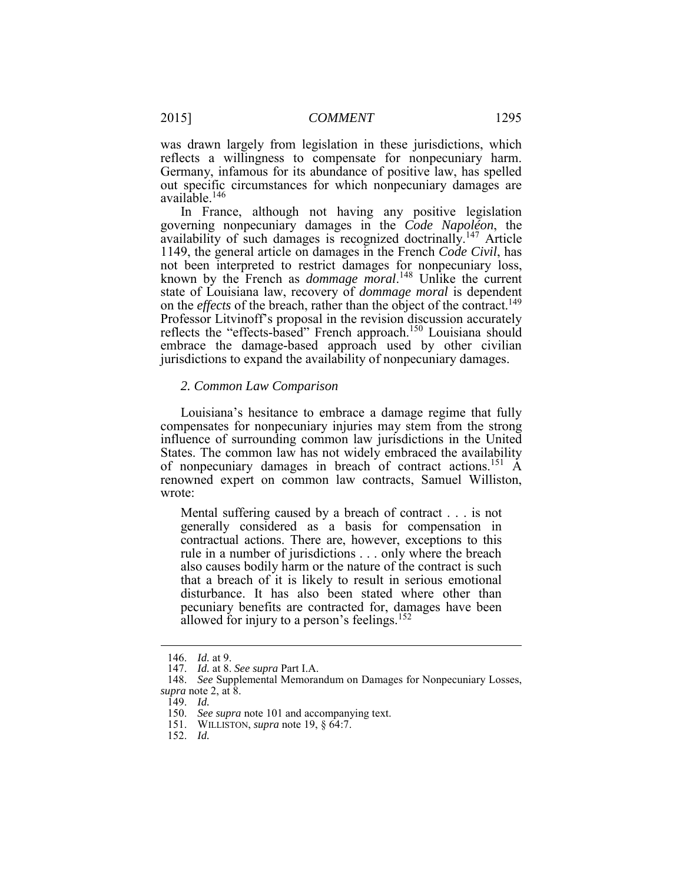was drawn largely from legislation in these jurisdictions, which reflects a willingness to compensate for nonpecuniary harm. Germany, infamous for its abundance of positive law, has spelled out specific circumstances for which nonpecuniary damages are available.[146]

In France, although not having any positive legislation governing nonpecuniary damages in the *Code Napoléon*, the availability of such damages is recognized doctrinally.[147] Article 1149, the general article on damages in the French *Code Civil*, has not been interpreted to restrict damages for nonpecuniary loss, known by the French as *dommage moral*.[148] Unlike the current state of Louisiana law, recovery of *dommage moral* is dependent on the *effects* of the breach, rather than the object of the contract.[149] Professor Litvinoff's proposal in the revision discussion accurately reflects the "effects-based" French approach.[150] Louisiana should embrace the damage-based approach used by other civilian jurisdictions to expand the availability of nonpecuniary damages.

### *2. Common Law Comparison*

Louisiana's hesitance to embrace a damage regime that fully compensates for nonpecuniary injuries may stem from the strong influence of surrounding common law jurisdictions in the United States. The common law has not widely embraced the availability of nonpecuniary damages in breach of contract actions.[151] A renowned expert on common law contracts, Samuel Williston, wrote:

> Mental suffering caused by a breach of contract . . . is not generally considered as a basis for compensation in contractual actions. There are, however, exceptions to this rule in a number of jurisdictions . . . only where the breach also causes bodily harm or the nature of the contract is such that a breach of it is likely to result in serious emotional disturbance. It has also been stated where other than pecuniary benefits are contracted for, damages have been allowed for injury to a person's feelings.[152]

---

146. *Id.* at 9.
147. *Id.* at 8. *See supra* Part I.A.
148. *See* Supplemental Memorandum on Damages for Nonpecuniary Losses, *supra* note 2, at 8.
149. *Id.*
150. *See supra* note 101 and accompanying text.
151. WILLISTON, *supra* note 19, § 64:7.
152. *Id.*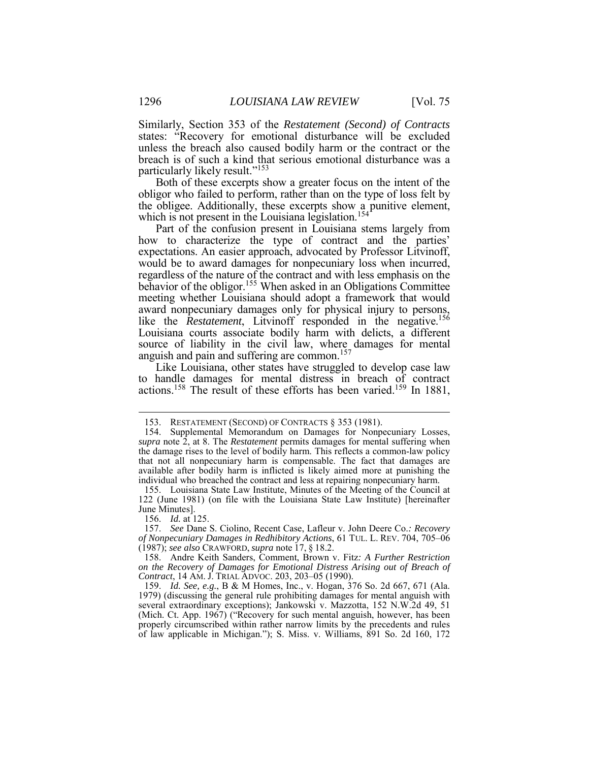Similarly, Section 353 of the *Restatement (Second) of Contracts* states: "Recovery for emotional disturbance will be excluded unless the breach also caused bodily harm or the contract or the breach is of such a kind that serious emotional disturbance was a particularly likely result."[153]

Both of these excerpts show a greater focus on the intent of the obligor who failed to perform, rather than on the type of loss felt by the obligee. Additionally, these excerpts show a punitive element, which is not present in the Louisiana legislation.[154]

Part of the confusion present in Louisiana stems largely from how to characterize the type of contract and the parties' expectations. An easier approach, advocated by Professor Litvinoff, would be to award damages for nonpecuniary loss when incurred, regardless of the nature of the contract and with less emphasis on the behavior of the obligor.[155] When asked in an Obligations Committee meeting whether Louisiana should adopt a framework that would award nonpecuniary damages only for physical injury to persons, like the *Restatement*, Litvinoff responded in the negative.[156] Louisiana courts associate bodily harm with delicts, a different source of liability in the civil law, where damages for mental anguish and pain and suffering are common.[157]

Like Louisiana, other states have struggled to develop case law to handle damages for mental distress in breach of contract actions.[158] The result of these efforts has been varied.[159] In 1881,

---

153. RESTATEMENT (SECOND) OF CONTRACTS § 353 (1981).

154. Supplemental Memorandum on Damages for Nonpecuniary Losses, *supra* note 2, at 8. The *Restatement* permits damages for mental suffering when the damage rises to the level of bodily harm. This reflects a common-law policy that not all nonpecuniary harm is compensable. The fact that damages are available after bodily harm is inflicted is likely aimed more at punishing the individual who breached the contract and less at repairing nonpecuniary harm.

155. Louisiana State Law Institute, Minutes of the Meeting of the Council at 122 (June 1981) (on file with the Louisiana State Law Institute) [hereinafter June Minutes].

156. *Id.* at 125.

157. *See* Dane S. Ciolino, Recent Case, Lafleur v. John Deere Co.*: Recovery of Nonpecuniary Damages in Redhibitory Actions*, 61 TUL. L. REV. 704, 705–06 (1987); *see also* CRAWFORD, *supra* note 17, § 18.2.

158. Andre Keith Sanders, Comment, Brown v. Fitz*: A Further Restriction on the Recovery of Damages for Emotional Distress Arising out of Breach of Contract*, 14 AM. J. TRIAL ADVOC. 203, 203–05 (1990).

159. *Id. See, e.g.*, B & M Homes, Inc., v. Hogan, 376 So. 2d 667, 671 (Ala. 1979) (discussing the general rule prohibiting damages for mental anguish with several extraordinary exceptions); Jankowski v. Mazzotta, 152 N.W.2d 49, 51 (Mich. Ct. App. 1967) ("Recovery for such mental anguish, however, has been properly circumscribed within rather narrow limits by the precedents and rules of law applicable in Michigan."); S. Miss. v. Williams, 891 So. 2d 160, 172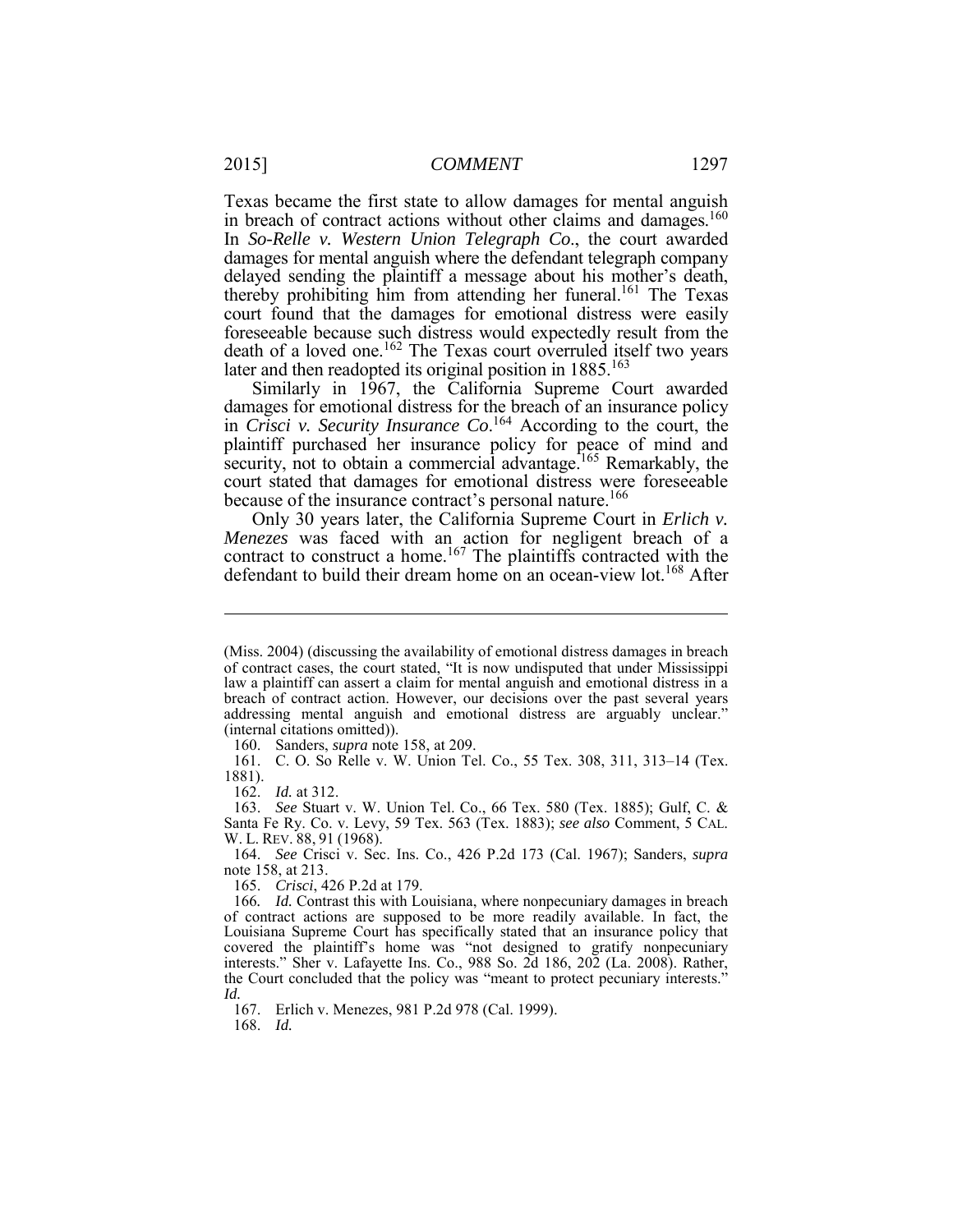Texas became the first state to allow damages for mental anguish in breach of contract actions without other claims and damages.[160] In *So-Relle v. Western Union Telegraph Co.*, the court awarded damages for mental anguish where the defendant telegraph company delayed sending the plaintiff a message about his mother's death, thereby prohibiting him from attending her funeral.[161] The Texas court found that the damages for emotional distress were easily foreseeable because such distress would expectedly result from the death of a loved one.[162] The Texas court overruled itself two years later and then readopted its original position in 1885.[163]

Similarly in 1967, the California Supreme Court awarded damages for emotional distress for the breach of an insurance policy in *Crisci v. Security Insurance Co*.[164] According to the court, the plaintiff purchased her insurance policy for peace of mind and security, not to obtain a commercial advantage.[165] Remarkably, the court stated that damages for emotional distress were foreseeable because of the insurance contract's personal nature.[166]

Only 30 years later, the California Supreme Court in *Erlich v. Menezes* was faced with an action for negligent breach of a contract to construct a home.[167] The plaintiffs contracted with the defendant to build their dream home on an ocean-view lot.[168] After

---

(Miss. 2004) (discussing the availability of emotional distress damages in breach of contract cases, the court stated, "It is now undisputed that under Mississippi law a plaintiff can assert a claim for mental anguish and emotional distress in a breach of contract action. However, our decisions over the past several years addressing mental anguish and emotional distress are arguably unclear." (internal citations omitted)).

160. Sanders, *supra* note 158, at 209.

161. C. O. So Relle v. W. Union Tel. Co., 55 Tex. 308, 311, 313–14 (Tex. 1881).

162. *Id.* at 312.

163. *See* Stuart v. W. Union Tel. Co., 66 Tex. 580 (Tex. 1885); Gulf, C. & Santa Fe Ry. Co. v. Levy, 59 Tex. 563 (Tex. 1883); *see also* Comment, 5 CAL. W. L. REV. 88, 91 (1968).

164. *See* Crisci v. Sec. Ins. Co., 426 P.2d 173 (Cal. 1967); Sanders, *supra* note 158, at 213.

165. *Crisci*, 426 P.2d at 179.

166. *Id.* Contrast this with Louisiana, where nonpecuniary damages in breach of contract actions are supposed to be more readily available. In fact, the Louisiana Supreme Court has specifically stated that an insurance policy that covered the plaintiff's home was "not designed to gratify nonpecuniary interests." Sher v. Lafayette Ins. Co., 988 So. 2d 186, 202 (La. 2008). Rather, the Court concluded that the policy was "meant to protect pecuniary interests." *Id.*

167. Erlich v. Menezes, 981 P.2d 978 (Cal. 1999).

168. *Id.*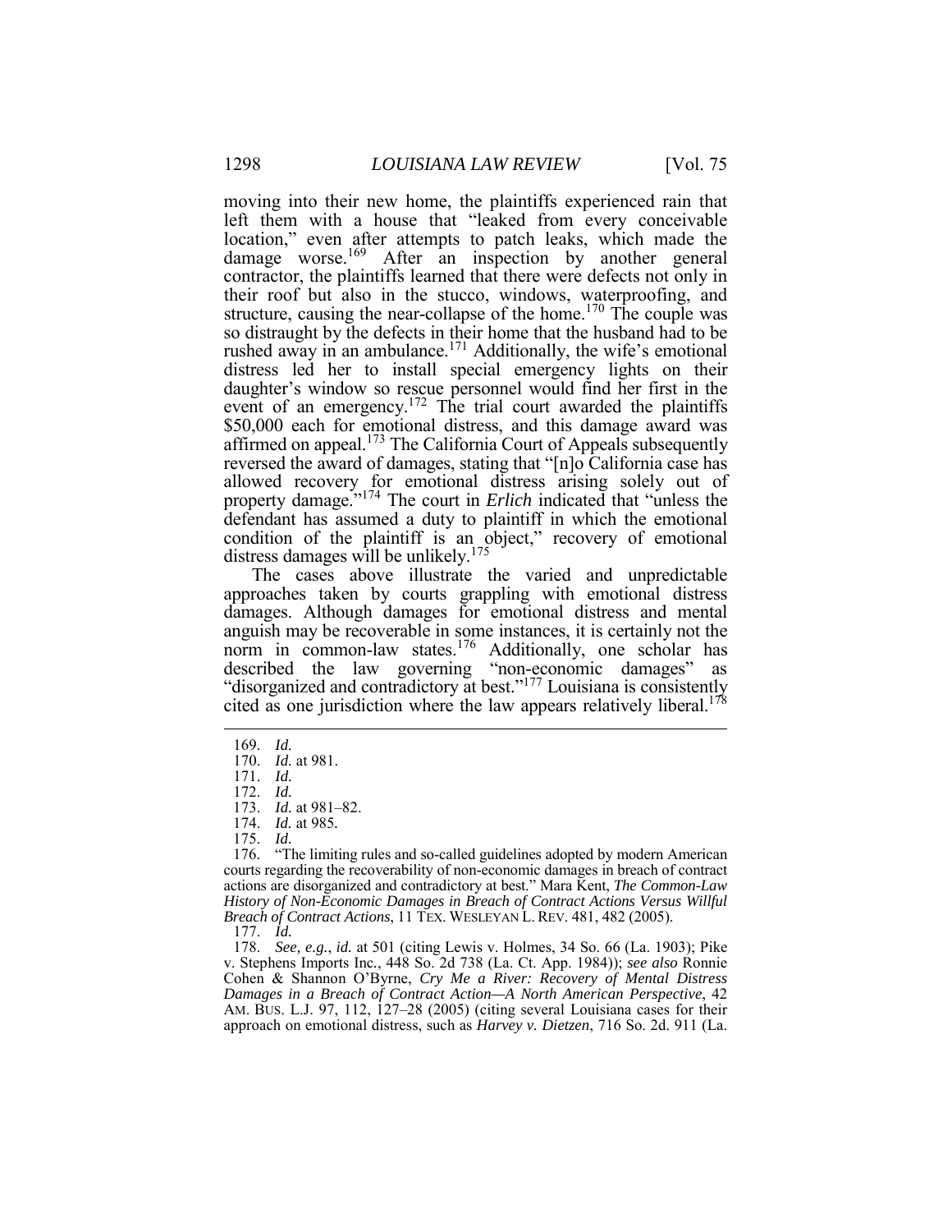moving into their new home, the plaintiffs experienced rain that left them with a house that "leaked from every conceivable location," even after attempts to patch leaks, which made the damage worse.[169] After an inspection by another general contractor, the plaintiffs learned that there were defects not only in their roof but also in the stucco, windows, waterproofing, and structure, causing the near-collapse of the home.[170] The couple was so distraught by the defects in their home that the husband had to be rushed away in an ambulance.[171] Additionally, the wife's emotional distress led her to install special emergency lights on their daughter's window so rescue personnel would find her first in the event of an emergency.[172] The trial court awarded the plaintiffs $50,000 each for emotional distress, and this damage award was affirmed on appeal.[173] The California Court of Appeals subsequently reversed the award of damages, stating that "[n]o California case has allowed recovery for emotional distress arising solely out of property damage."[174] The court in *Erlich* indicated that "unless the defendant has assumed a duty to plaintiff in which the emotional condition of the plaintiff is an object," recovery of emotional distress damages will be unlikely.[175]

The cases above illustrate the varied and unpredictable approaches taken by courts grappling with emotional distress damages. Although damages for emotional distress and mental anguish may be recoverable in some instances, it is certainly not the norm in common-law states.[176] Additionally, one scholar has described the law governing "non-economic damages" as "disorganized and contradictory at best."[177] Louisiana is consistently cited as one jurisdiction where the law appears relatively liberal.[178]

---

169. *Id.*

170. *Id.* at 981.

171. *Id.*

172. *Id.*

173. *Id.* at 981–82.

174. *Id.* at 985.

175. *Id.*

176. "The limiting rules and so-called guidelines adopted by modern American courts regarding the recoverability of non-economic damages in breach of contract actions are disorganized and contradictory at best." Mara Kent, *The Common-Law History of Non-Economic Damages in Breach of Contract Actions Versus Willful Breach of Contract Actions*, 11 TEX. WESLEYAN L. REV. 481, 482 (2005).

177. *Id.*

178. *See, e.g.*, *id.* at 501 (citing Lewis v. Holmes, 34 So. 66 (La. 1903); Pike v. Stephens Imports Inc., 448 So. 2d 738 (La. Ct. App. 1984)); *see also* Ronnie Cohen & Shannon O'Byrne, *Cry Me a River: Recovery of Mental Distress Damages in a Breach of Contract Action—A North American Perspective*, 42 AM. BUS. L.J. 97, 112, 127–28 (2005) (citing several Louisiana cases for their approach on emotional distress, such as *Harvey v. Dietzen*, 716 So. 2d. 911 (La.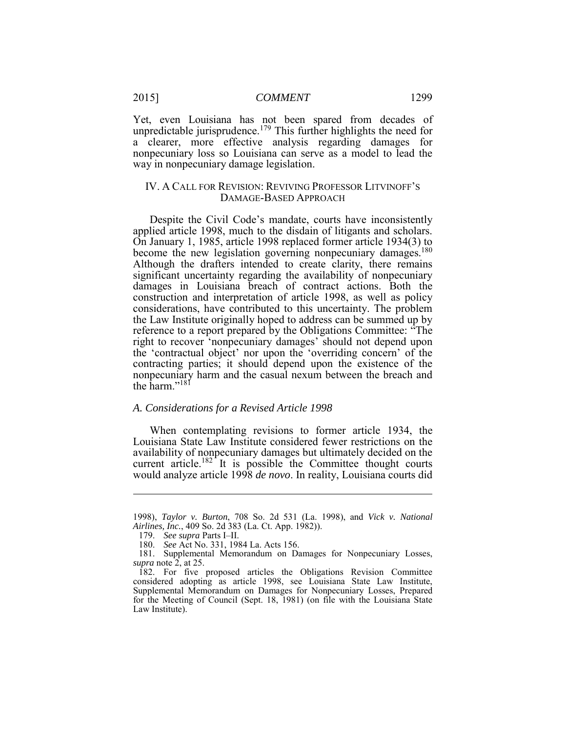Yet, even Louisiana has not been spared from decades of unpredictable jurisprudence.[179] This further highlights the need for a clearer, more effective analysis regarding damages for nonpecuniary loss so Louisiana can serve as a model to lead the way in nonpecuniary damage legislation.

## IV. A CALL FOR REVISION: REVIVING PROFESSOR LITVINOFF'S DAMAGE-BASED APPROACH

Despite the Civil Code's mandate, courts have inconsistently applied article 1998, much to the disdain of litigants and scholars. On January 1, 1985, article 1998 replaced former article 1934(3) to become the new legislation governing nonpecuniary damages.[180] Although the drafters intended to create clarity, there remains significant uncertainty regarding the availability of nonpecuniary damages in Louisiana breach of contract actions. Both the construction and interpretation of article 1998, as well as policy considerations, have contributed to this uncertainty. The problem the Law Institute originally hoped to address can be summed up by reference to a report prepared by the Obligations Committee: "The right to recover 'nonpecuniary damages' should not depend upon the 'contractual object' nor upon the 'overriding concern' of the contracting parties; it should depend upon the existence of the nonpecuniary harm and the casual nexum between the breach and the harm."[181]

### *A. Considerations for a Revised Article 1998*

When contemplating revisions to former article 1934, the Louisiana State Law Institute considered fewer restrictions on the availability of nonpecuniary damages but ultimately decided on the current article.[182] It is possible the Committee thought courts would analyze article 1998 *de novo*. In reality, Louisiana courts did

---

1998), *Taylor v. Burton*, 708 So. 2d 531 (La. 1998), and *Vick v. National Airlines, Inc.*, 409 So. 2d 383 (La. Ct. App. 1982)).

179. *See supra* Parts I–II.

180. *See* Act No. 331, 1984 La. Acts 156.

181. Supplemental Memorandum on Damages for Nonpecuniary Losses, *supra* note 2, at 25.

182. For five proposed articles the Obligations Revision Committee considered adopting as article 1998, see Louisiana State Law Institute, Supplemental Memorandum on Damages for Nonpecuniary Losses, Prepared for the Meeting of Council (Sept. 18, 1981) (on file with the Louisiana State Law Institute).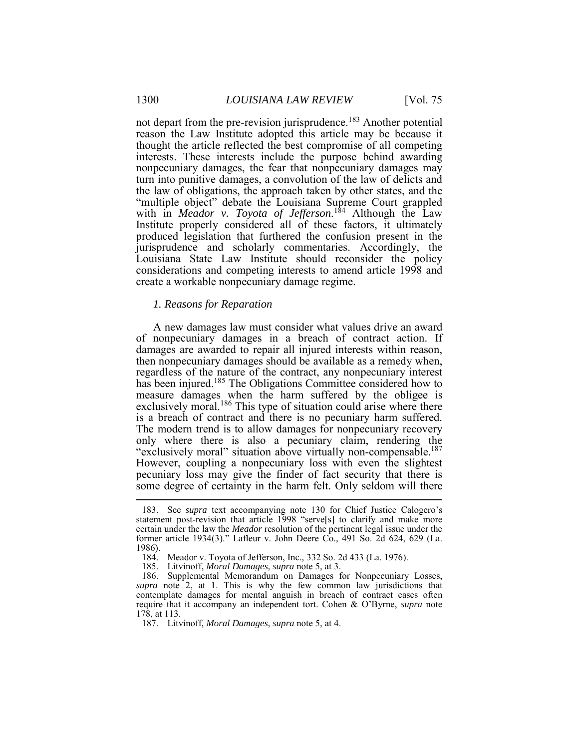not depart from the pre-revision jurisprudence.[183] Another potential reason the Law Institute adopted this article may be because it thought the article reflected the best compromise of all competing interests. These interests include the purpose behind awarding nonpecuniary damages, the fear that nonpecuniary damages may turn into punitive damages, a convolution of the law of delicts and the law of obligations, the approach taken by other states, and the "multiple object" debate the Louisiana Supreme Court grappled with in *Meador v. Toyota of Jefferson*.[184] Although the Law Institute properly considered all of these factors, it ultimately produced legislation that furthered the confusion present in the jurisprudence and scholarly commentaries. Accordingly, the Louisiana State Law Institute should reconsider the policy considerations and competing interests to amend article 1998 and create a workable nonpecuniary damage regime.

### *1. Reasons for Reparation*

A new damages law must consider what values drive an award of nonpecuniary damages in a breach of contract action. If damages are awarded to repair all injured interests within reason, then nonpecuniary damages should be available as a remedy when, regardless of the nature of the contract, any nonpecuniary interest has been injured.[185] The Obligations Committee considered how to measure damages when the harm suffered by the obligee is exclusively moral.[186] This type of situation could arise where there is a breach of contract and there is no pecuniary harm suffered. The modern trend is to allow damages for nonpecuniary recovery only where there is also a pecuniary claim, rendering the "exclusively moral" situation above virtually non-compensable.[187] However, coupling a nonpecuniary loss with even the slightest pecuniary loss may give the finder of fact security that there is some degree of certainty in the harm felt. Only seldom will there

---

183. See *supra* text accompanying note 130 for Chief Justice Calogero's statement post-revision that article 1998 "serve[s] to clarify and make more certain under the law the *Meador* resolution of the pertinent legal issue under the former article 1934(3)." Lafleur v. John Deere Co., 491 So. 2d 624, 629 (La. 1986).

184. Meador v. Toyota of Jefferson, Inc., 332 So. 2d 433 (La. 1976).

185. Litvinoff, *Moral Damages*, *supra* note 5, at 3.

186. Supplemental Memorandum on Damages for Nonpecuniary Losses, *supra* note 2, at 1. This is why the few common law jurisdictions that contemplate damages for mental anguish in breach of contract cases often require that it accompany an independent tort. Cohen & O'Byrne, *supra* note 178, at 113.

187. Litvinoff, *Moral Damages*, *supra* note 5, at 4.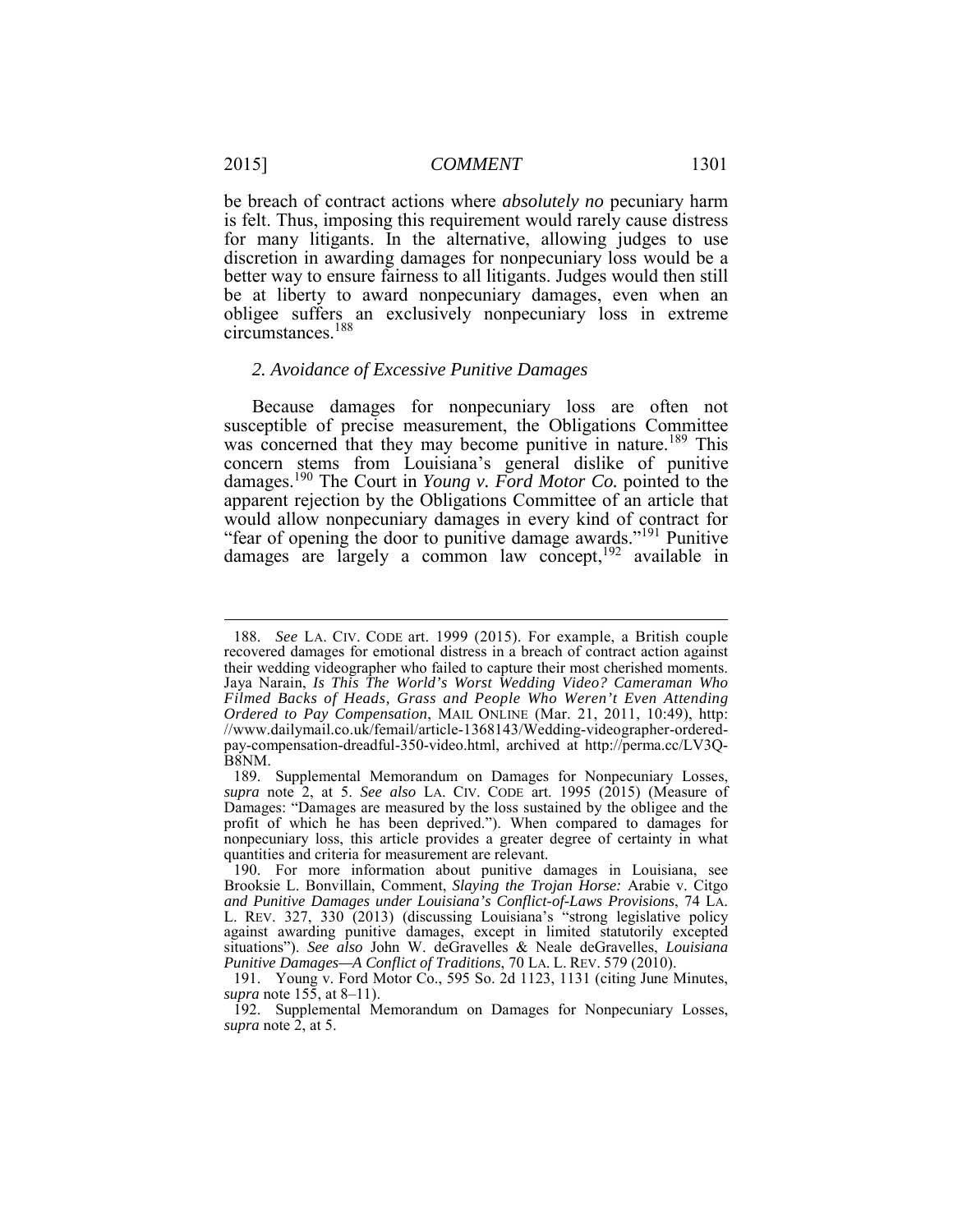be breach of contract actions where *absolutely no* pecuniary harm is felt. Thus, imposing this requirement would rarely cause distress for many litigants. In the alternative, allowing judges to use discretion in awarding damages for nonpecuniary loss would be a better way to ensure fairness to all litigants. Judges would then still be at liberty to award nonpecuniary damages, even when an obligee suffers an exclusively nonpecuniary loss in extreme circumstances.[188]

### *2. Avoidance of Excessive Punitive Damages*

Because damages for nonpecuniary loss are often not susceptible of precise measurement, the Obligations Committee was concerned that they may become punitive in nature.[189] This concern stems from Louisiana's general dislike of punitive damages.[190] The Court in *Young v. Ford Motor Co.* pointed to the apparent rejection by the Obligations Committee of an article that would allow nonpecuniary damages in every kind of contract for "fear of opening the door to punitive damage awards."[191] Punitive damages are largely a common law concept,[192] available in

---

188. *See* LA. CIV. CODE art. 1999 (2015). For example, a British couple recovered damages for emotional distress in a breach of contract action against their wedding videographer who failed to capture their most cherished moments. Jaya Narain, *Is This The World's Worst Wedding Video? Cameraman Who Filmed Backs of Heads, Grass and People Who Weren't Even Attending Ordered to Pay Compensation*, MAIL ONLINE (Mar. 21, 2011, 10:49), http://www.dailymail.co.uk/femail/article-1368143/Wedding-videographer-ordered-pay-compensation-dreadful-350-video.html, archived at http://perma.cc/LV3Q-B8NM.

189. Supplemental Memorandum on Damages for Nonpecuniary Losses, *supra* note 2, at 5. *See also* LA. CIV. CODE art. 1995 (2015) (Measure of Damages: "Damages are measured by the loss sustained by the obligee and the profit of which he has been deprived."). When compared to damages for nonpecuniary loss, this article provides a greater degree of certainty in what quantities and criteria for measurement are relevant.

190. For more information about punitive damages in Louisiana, see Brooksie L. Bonvillain, Comment, *Slaying the Trojan Horse:* Arabie v. Citgo *and Punitive Damages under Louisiana's Conflict-of-Laws Provisions*, 74 LA. L. REV. 327, 330 (2013) (discussing Louisiana's "strong legislative policy against awarding punitive damages, except in limited statutorily excepted situations"). *See also* John W. deGravelles & Neale deGravelles, *Louisiana Punitive Damages—A Conflict of Traditions*, 70 LA. L. REV. 579 (2010).

191. Young v. Ford Motor Co., 595 So. 2d 1123, 1131 (citing June Minutes, *supra* note 155, at 8–11).

192. Supplemental Memorandum on Damages for Nonpecuniary Losses, *supra* note 2, at 5.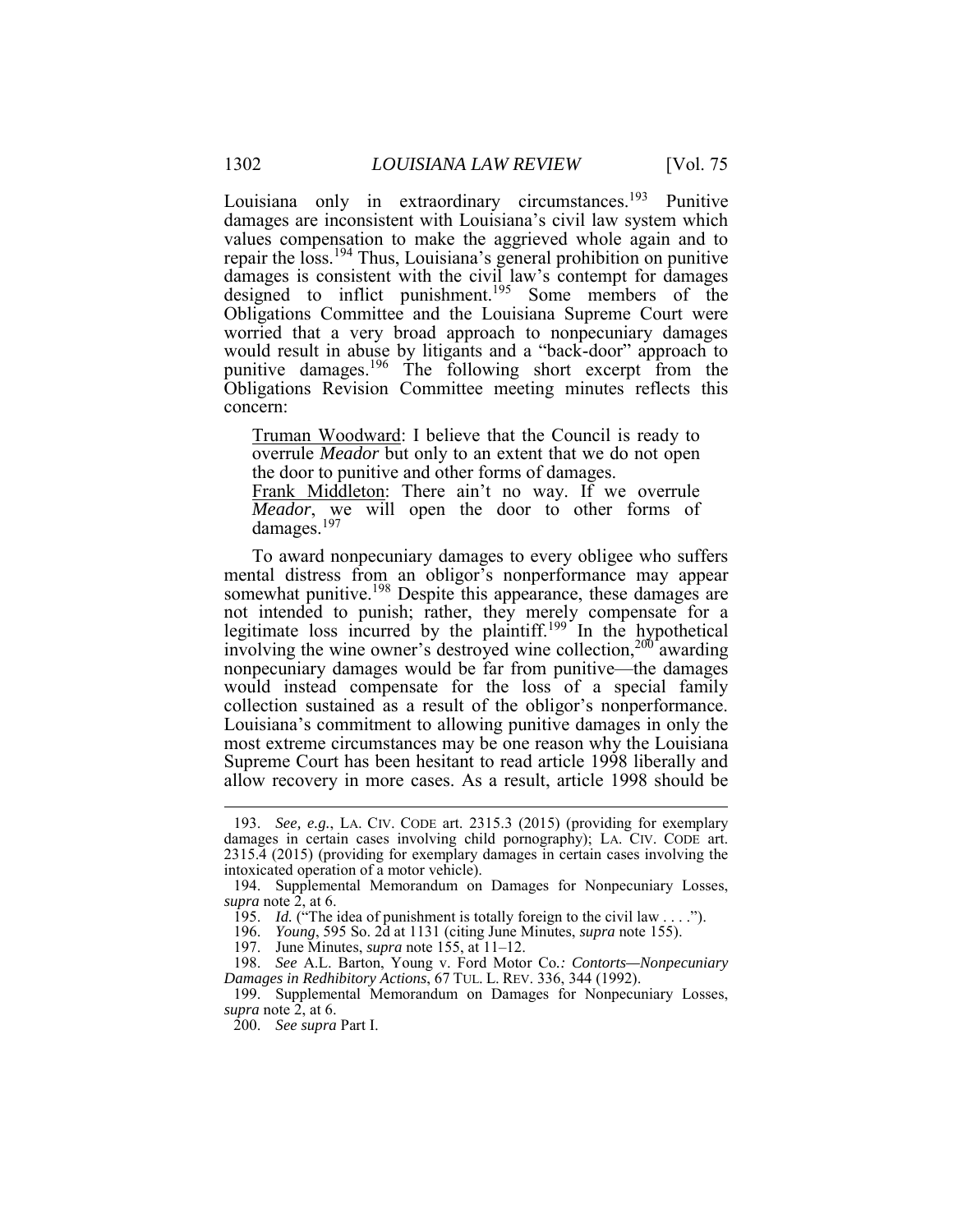Louisiana only in extraordinary circumstances.[193] Punitive damages are inconsistent with Louisiana's civil law system which values compensation to make the aggrieved whole again and to repair the loss.[194] Thus, Louisiana's general prohibition on punitive damages is consistent with the civil law's contempt for damages designed to inflict punishment.[195] Some members of the Obligations Committee and the Louisiana Supreme Court were worried that a very broad approach to nonpecuniary damages would result in abuse by litigants and a "back-door" approach to punitive damages.[196] The following short excerpt from the Obligations Revision Committee meeting minutes reflects this concern:

> <u>Truman Woodward</u>: I believe that the Council is ready to overrule *Meador* but only to an extent that we do not open the door to punitive and other forms of damages.
>
> <u>Frank Middleton</u>: There ain't no way. If we overrule *Meador*, we will open the door to other forms of damages.[197]

To award nonpecuniary damages to every obligee who suffers mental distress from an obligor's nonperformance may appear somewhat punitive.[198] Despite this appearance, these damages are not intended to punish; rather, they merely compensate for a legitimate loss incurred by the plaintiff.[199] In the hypothetical involving the wine owner's destroyed wine collection,[200] awarding nonpecuniary damages would be far from punitive—the damages would instead compensate for the loss of a special family collection sustained as a result of the obligor's nonperformance. Louisiana's commitment to allowing punitive damages in only the most extreme circumstances may be one reason why the Louisiana Supreme Court has been hesitant to read article 1998 liberally and allow recovery in more cases. As a result, article 1998 should be

---

193. *See, e.g.*, LA. CIV. CODE art. 2315.3 (2015) (providing for exemplary damages in certain cases involving child pornography); LA. CIV. CODE art. 2315.4 (2015) (providing for exemplary damages in certain cases involving the intoxicated operation of a motor vehicle).

194. Supplemental Memorandum on Damages for Nonpecuniary Losses, *supra* note 2, at 6.

195. *Id.* ("The idea of punishment is totally foreign to the civil law . . . .").

196. *Young*, 595 So. 2d at 1131 (citing June Minutes, *supra* note 155).

197. June Minutes, *supra* note 155, at 11–12.

198. *See* A.L. Barton, *Young v. Ford Motor Co.: Contorts—Nonpecuniary Damages in Redhibitory Actions*, 67 TUL. L. REV. 336, 344 (1992).

199. Supplemental Memorandum on Damages for Nonpecuniary Losses, *supra* note 2, at 6.

200. *See supra* Part I.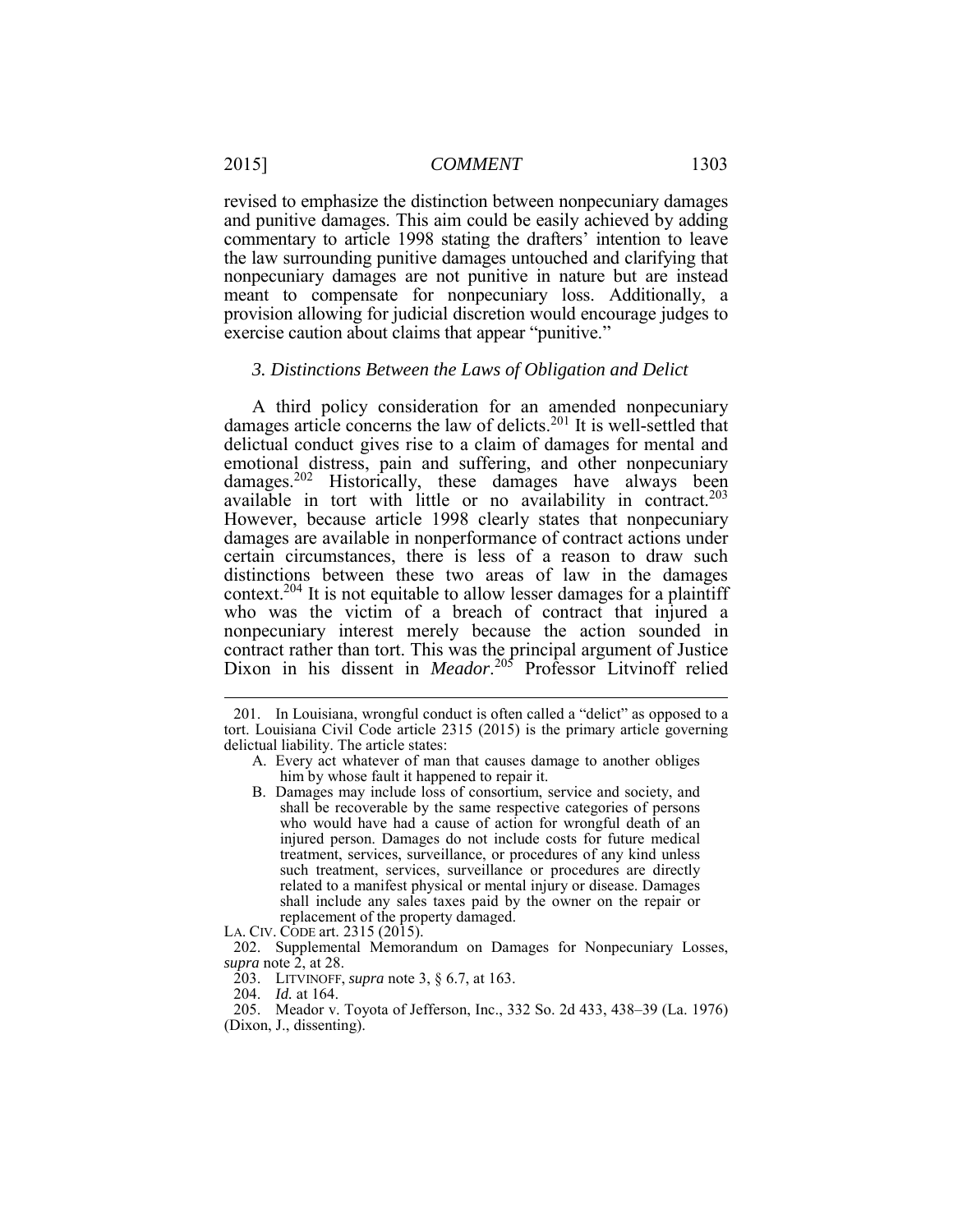revised to emphasize the distinction between nonpecuniary damages and punitive damages. This aim could be easily achieved by adding commentary to article 1998 stating the drafters' intention to leave the law surrounding punitive damages untouched and clarifying that nonpecuniary damages are not punitive in nature but are instead meant to compensate for nonpecuniary loss. Additionally, a provision allowing for judicial discretion would encourage judges to exercise caution about claims that appear "punitive."

### *3. Distinctions Between the Laws of Obligation and Delict*

A third policy consideration for an amended nonpecuniary damages article concerns the law of delicts.[201] It is well-settled that delictual conduct gives rise to a claim of damages for mental and emotional distress, pain and suffering, and other nonpecuniary damages.[202] Historically, these damages have always been available in tort with little or no availability in contract.[203] However, because article 1998 clearly states that nonpecuniary damages are available in nonperformance of contract actions under certain circumstances, there is less of a reason to draw such distinctions between these two areas of law in the damages context.[204] It is not equitable to allow lesser damages for a plaintiff who was the victim of a breach of contract that injured a nonpecuniary interest merely because the action sounded in contract rather than tort. This was the principal argument of Justice Dixon in his dissent in *Meador*.[205] Professor Litvinoff relied

---

201. In Louisiana, wrongful conduct is often called a "delict" as opposed to a tort. Louisiana Civil Code article 2315 (2015) is the primary article governing delictual liability. The article states:

> A. Every act whatever of man that causes damage to another obliges him by whose fault it happened to repair it.
>
> B. Damages may include loss of consortium, service and society, and shall be recoverable by the same respective categories of persons who would have had a cause of action for wrongful death of an injured person. Damages do not include costs for future medical treatment, services, surveillance, or procedures of any kind unless such treatment, services, surveillance or procedures are directly related to a manifest physical or mental injury or disease. Damages shall include any sales taxes paid by the owner on the repair or replacement of the property damaged.

LA. CIV. CODE art. 2315 (2015).

202. Supplemental Memorandum on Damages for Nonpecuniary Losses, *supra* note 2, at 28.

203. LITVINOFF, *supra* note 3, § 6.7, at 163.

204. *Id.* at 164.

205. Meador v. Toyota of Jefferson, Inc., 332 So. 2d 433, 438–39 (La. 1976) (Dixon, J., dissenting).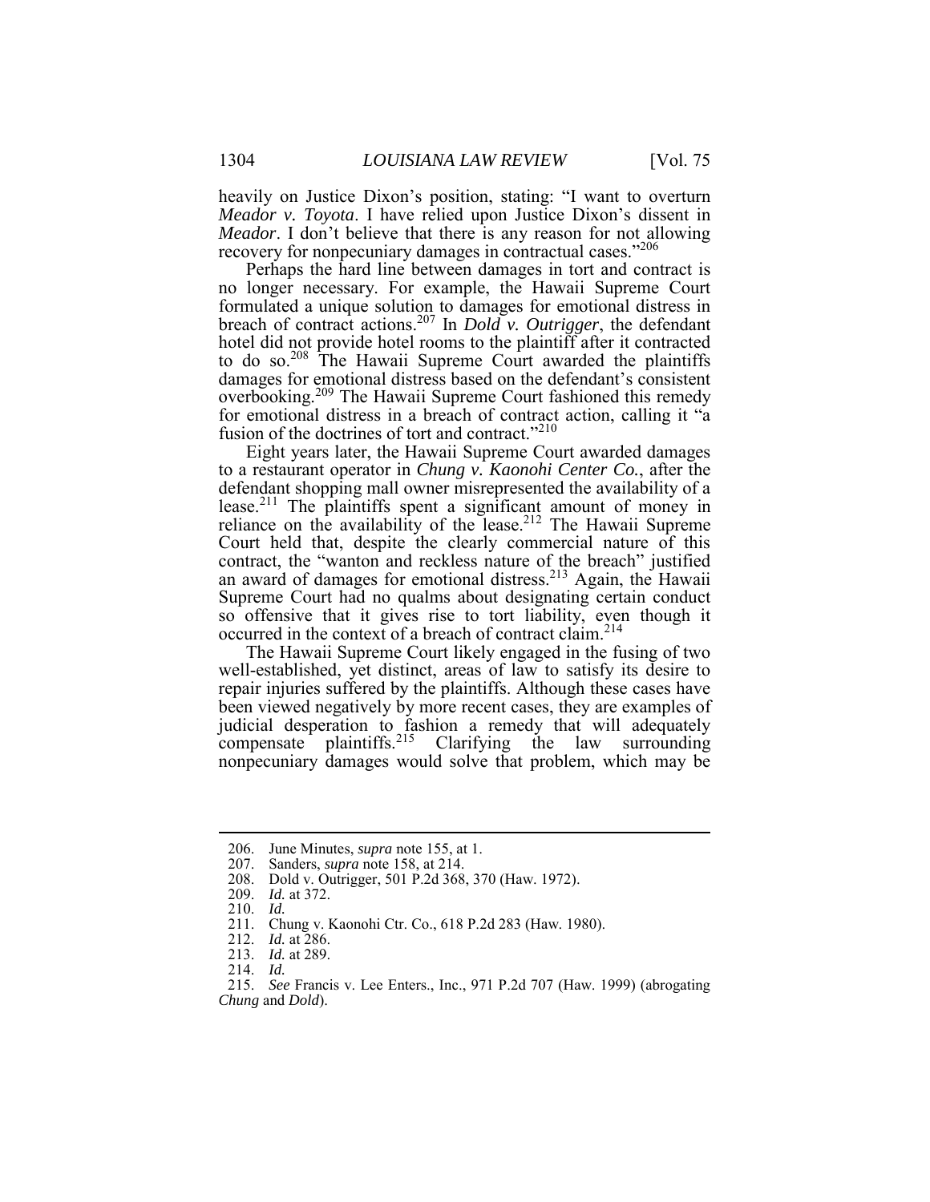heavily on Justice Dixon's position, stating: "I want to overturn *Meador v. Toyota*. I have relied upon Justice Dixon's dissent in *Meador*. I don't believe that there is any reason for not allowing recovery for nonpecuniary damages in contractual cases."[206]

Perhaps the hard line between damages in tort and contract is no longer necessary. For example, the Hawaii Supreme Court formulated a unique solution to damages for emotional distress in breach of contract actions.[207] In *Dold v. Outrigger*, the defendant hotel did not provide hotel rooms to the plaintiff after it contracted to do so.[208] The Hawaii Supreme Court awarded the plaintiffs damages for emotional distress based on the defendant's consistent overbooking.[209] The Hawaii Supreme Court fashioned this remedy for emotional distress in a breach of contract action, calling it "a fusion of the doctrines of tort and contract."[210]

Eight years later, the Hawaii Supreme Court awarded damages to a restaurant operator in *Chung v. Kaonohi Center Co.*, after the defendant shopping mall owner misrepresented the availability of a lease.[211] The plaintiffs spent a significant amount of money in reliance on the availability of the lease.[212] The Hawaii Supreme Court held that, despite the clearly commercial nature of this contract, the "wanton and reckless nature of the breach" justified an award of damages for emotional distress.[213] Again, the Hawaii Supreme Court had no qualms about designating certain conduct so offensive that it gives rise to tort liability, even though it occurred in the context of a breach of contract claim.[214]

The Hawaii Supreme Court likely engaged in the fusing of two well-established, yet distinct, areas of law to satisfy its desire to repair injuries suffered by the plaintiffs. Although these cases have been viewed negatively by more recent cases, they are examples of judicial desperation to fashion a remedy that will adequately compensate plaintiffs.[215] Clarifying the law surrounding nonpecuniary damages would solve that problem, which may be

---

206. June Minutes, *supra* note 155, at 1.
207. Sanders, *supra* note 158, at 214.
208. Dold v. Outrigger, 501 P.2d 368, 370 (Haw. 1972).
209. *Id.* at 372.
210. *Id.*
211. Chung v. Kaonohi Ctr. Co., 618 P.2d 283 (Haw. 1980).
212. *Id.* at 286.
213. *Id.* at 289.
214. *Id.*
215. *See* Francis v. Lee Enters., Inc., 971 P.2d 707 (Haw. 1999) (abrogating *Chung* and *Dold*).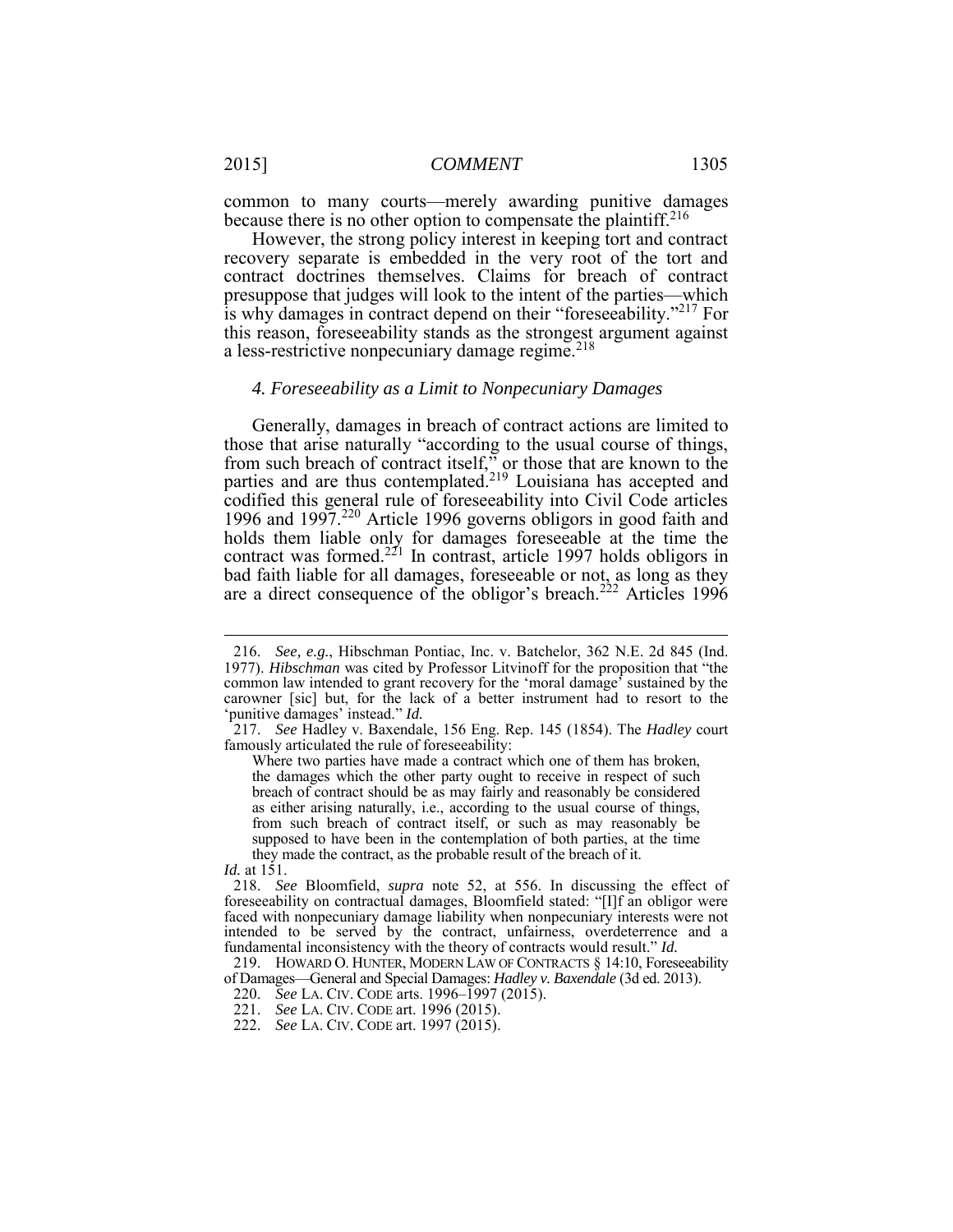common to many courts—merely awarding punitive damages because there is no other option to compensate the plaintiff.[216]

However, the strong policy interest in keeping tort and contract recovery separate is embedded in the very root of the tort and contract doctrines themselves. Claims for breach of contract presuppose that judges will look to the intent of the parties—which is why damages in contract depend on their "foreseeability."[217] For this reason, foreseeability stands as the strongest argument against a less-restrictive nonpecuniary damage regime.[218]

#### *4. Foreseeability as a Limit to Nonpecuniary Damages*

Generally, damages in breach of contract actions are limited to those that arise naturally "according to the usual course of things, from such breach of contract itself," or those that are known to the parties and are thus contemplated.[219] Louisiana has accepted and codified this general rule of foreseeability into Civil Code articles 1996 and 1997.[220] Article 1996 governs obligors in good faith and holds them liable only for damages foreseeable at the time the contract was formed.[221] In contrast, article 1997 holds obligors in bad faith liable for all damages, foreseeable or not, as long as they are a direct consequence of the obligor's breach.[222] Articles 1996

---

216. *See, e.g.*, Hibschman Pontiac, Inc. v. Batchelor, 362 N.E. 2d 845 (Ind. 1977). *Hibschman* was cited by Professor Litvinoff for the proposition that "the common law intended to grant recovery for the 'moral damage' sustained by the carowner [sic] but, for the lack of a better instrument had to resort to the 'punitive damages' instead." *Id.*

217. *See* Hadley v. Baxendale, 156 Eng. Rep. 145 (1854). The *Hadley* court famously articulated the rule of foreseeability:

> Where two parties have made a contract which one of them has broken, the damages which the other party ought to receive in respect of such breach of contract should be as may fairly and reasonably be considered as either arising naturally, i.e., according to the usual course of things, from such breach of contract itself, or such as may reasonably be supposed to have been in the contemplation of both parties, at the time they made the contract, as the probable result of the breach of it.

*Id.* at 151.

218. *See* Bloomfield, *supra* note 52, at 556. In discussing the effect of foreseeability on contractual damages, Bloomfield stated: "[I]f an obligor were faced with nonpecuniary damage liability when nonpecuniary interests were not intended to be served by the contract, unfairness, overdeterrence and a fundamental inconsistency with the theory of contracts would result." *Id.*

219. HOWARD O. HUNTER, MODERN LAW OF CONTRACTS § 14:10, Foreseeability of Damages—General and Special Damages: *Hadley v. Baxendale* (3d ed. 2013).

220. *See* LA. CIV. CODE arts. 1996–1997 (2015).

221. *See* LA. CIV. CODE art. 1996 (2015).

222. *See* LA. CIV. CODE art. 1997 (2015).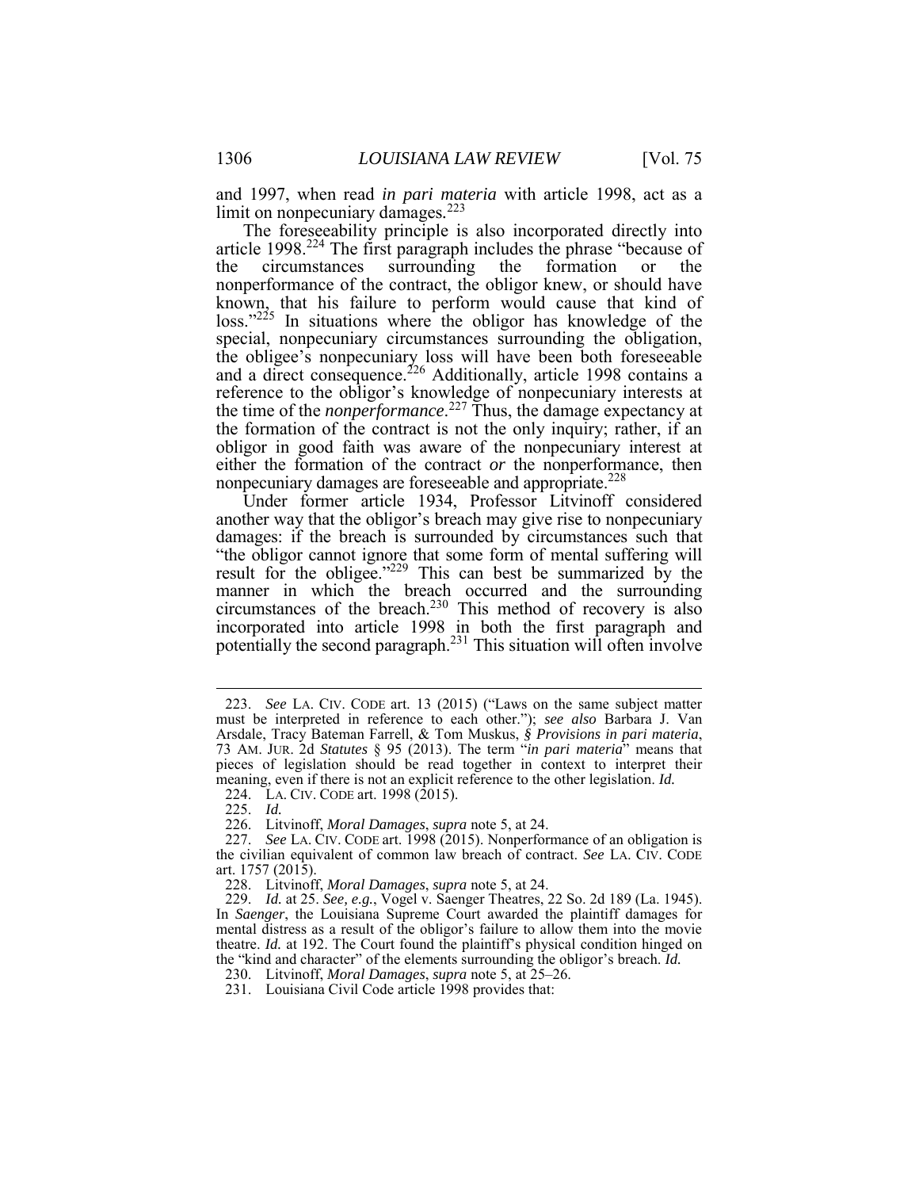and 1997, when read *in pari materia* with article 1998, act as a limit on nonpecuniary damages.[223]

The foreseeability principle is also incorporated directly into article 1998.[224] The first paragraph includes the phrase "because of the circumstances surrounding the formation or the nonperformance of the contract, the obligor knew, or should have known, that his failure to perform would cause that kind of loss."[225] In situations where the obligor has knowledge of the special, nonpecuniary circumstances surrounding the obligation, the obligee's nonpecuniary loss will have been both foreseeable and a direct consequence.[226] Additionally, article 1998 contains a reference to the obligor's knowledge of nonpecuniary interests at the time of the *nonperformance*.[227] Thus, the damage expectancy at the formation of the contract is not the only inquiry; rather, if an obligor in good faith was aware of the nonpecuniary interest at either the formation of the contract *or* the nonperformance, then nonpecuniary damages are foreseeable and appropriate.[228]

Under former article 1934, Professor Litvinoff considered another way that the obligor's breach may give rise to nonpecuniary damages: if the breach is surrounded by circumstances such that "the obligor cannot ignore that some form of mental suffering will result for the obligee."[229] This can best be summarized by the manner in which the breach occurred and the surrounding circumstances of the breach.[230] This method of recovery is also incorporated into article 1998 in both the first paragraph and potentially the second paragraph.[231] This situation will often involve

---

223. *See* LA. CIV. CODE art. 13 (2015) ("Laws on the same subject matter must be interpreted in reference to each other."); *see also* Barbara J. Van Arsdale, Tracy Bateman Farrell, & Tom Muskus, *§ Provisions in pari materia*, 73 AM. JUR. 2d *Statutes* § 95 (2013). The term "*in pari materia*" means that pieces of legislation should be read together in context to interpret their meaning, even if there is not an explicit reference to the other legislation. *Id.*

224. LA. CIV. CODE art. 1998 (2015).

225. *Id.*

226. Litvinoff, *Moral Damages*, *supra* note 5, at 24.

227. *See* LA. CIV. CODE art. 1998 (2015). Nonperformance of an obligation is the civilian equivalent of common law breach of contract. *See* LA. CIV. CODE art. 1757 (2015).

228. Litvinoff, *Moral Damages*, *supra* note 5, at 24.

229. *Id.* at 25. *See, e.g.*, Vogel v. Saenger Theatres, 22 So. 2d 189 (La. 1945). In *Saenger*, the Louisiana Supreme Court awarded the plaintiff damages for mental distress as a result of the obligor's failure to allow them into the movie theatre. *Id.* at 192. The Court found the plaintiff's physical condition hinged on the "kind and character" of the elements surrounding the obligor's breach. *Id.*

230. Litvinoff, *Moral Damages*, *supra* note 5, at 25–26.

231. Louisiana Civil Code article 1998 provides that: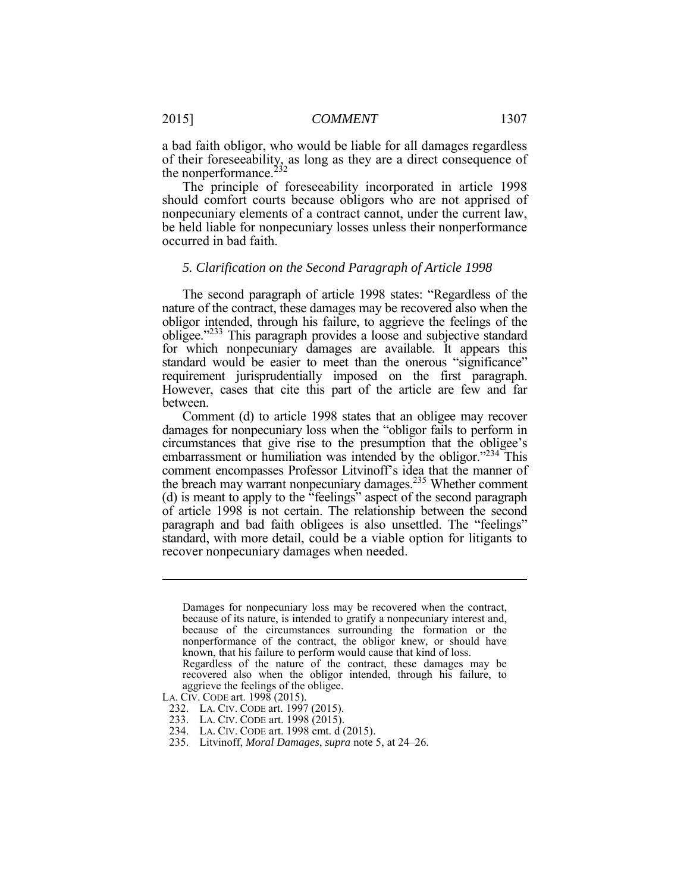a bad faith obligor, who would be liable for all damages regardless of their foreseeability, as long as they are a direct consequence of the nonperformance.[232]

The principle of foreseeability incorporated in article 1998 should comfort courts because obligors who are not apprised of nonpecuniary elements of a contract cannot, under the current law, be held liable for nonpecuniary losses unless their nonperformance occurred in bad faith.

### *5. Clarification on the Second Paragraph of Article 1998*

The second paragraph of article 1998 states: "Regardless of the nature of the contract, these damages may be recovered also when the obligor intended, through his failure, to aggrieve the feelings of the obligee."[233] This paragraph provides a loose and subjective standard for which nonpecuniary damages are available. It appears this standard would be easier to meet than the onerous "significance" requirement jurisprudentially imposed on the first paragraph. However, cases that cite this part of the article are few and far between.

Comment (d) to article 1998 states that an obligee may recover damages for nonpecuniary loss when the "obligor fails to perform in circumstances that give rise to the presumption that the obligee's embarrassment or humiliation was intended by the obligor."[234] This comment encompasses Professor Litvinoff's idea that the manner of the breach may warrant nonpecuniary damages.[235] Whether comment (d) is meant to apply to the "feelings" aspect of the second paragraph of article 1998 is not certain. The relationship between the second paragraph and bad faith obligees is also unsettled. The "feelings" standard, with more detail, could be a viable option for litigants to recover nonpecuniary damages when needed.

---

> Damages for nonpecuniary loss may be recovered when the contract, because of its nature, is intended to gratify a nonpecuniary interest and, because of the circumstances surrounding the formation or the nonperformance of the contract, the obligor knew, or should have known, that his failure to perform would cause that kind of loss.
>
> Regardless of the nature of the contract, these damages may be recovered also when the obligor intended, through his failure, to aggrieve the feelings of the obligee.

LA. CIV. CODE art. 1998 (2015).

232. LA. CIV. CODE art. 1997 (2015).

233. LA. CIV. CODE art. 1998 (2015).

234. LA. CIV. CODE art. 1998 cmt. d (2015).

235. Litvinoff, *Moral Damages*, *supra* note 5, at 24–26.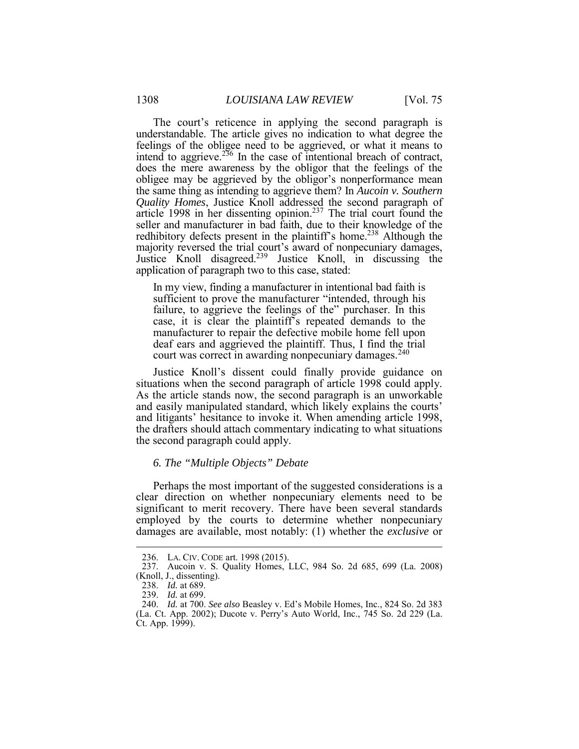The court's reticence in applying the second paragraph is understandable. The article gives no indication to what degree the feelings of the obligee need to be aggrieved, or what it means to intend to aggrieve.[236] In the case of intentional breach of contract, does the mere awareness by the obligor that the feelings of the obligee may be aggrieved by the obligor's nonperformance mean the same thing as intending to aggrieve them? In *Aucoin v. Southern Quality Homes*, Justice Knoll addressed the second paragraph of article 1998 in her dissenting opinion.[237] The trial court found the seller and manufacturer in bad faith, due to their knowledge of the redhibitory defects present in the plaintiff's home.[238] Although the majority reversed the trial court's award of nonpecuniary damages, Justice Knoll disagreed.[239] Justice Knoll, in discussing the application of paragraph two to this case, stated:

> In my view, finding a manufacturer in intentional bad faith is sufficient to prove the manufacturer "intended, through his failure, to aggrieve the feelings of the" purchaser. In this case, it is clear the plaintiff's repeated demands to the manufacturer to repair the defective mobile home fell upon deaf ears and aggrieved the plaintiff. Thus, I find the trial court was correct in awarding nonpecuniary damages.[240]

Justice Knoll's dissent could finally provide guidance on situations when the second paragraph of article 1998 could apply. As the article stands now, the second paragraph is an unworkable and easily manipulated standard, which likely explains the courts' and litigants' hesitance to invoke it. When amending article 1998, the drafters should attach commentary indicating to what situations the second paragraph could apply.

### *6. The "Multiple Objects" Debate*

Perhaps the most important of the suggested considerations is a clear direction on whether nonpecuniary elements need to be significant to merit recovery. There have been several standards employed by the courts to determine whether nonpecuniary damages are available, most notably: (1) whether the *exclusive* or

---

236. LA. CIV. CODE art. 1998 (2015).

237. Aucoin v. S. Quality Homes, LLC, 984 So. 2d 685, 699 (La. 2008) (Knoll, J., dissenting).

238. *Id.* at 689.

239. *Id.* at 699.

240. *Id.* at 700. *See also* Beasley v. Ed's Mobile Homes, Inc., 824 So. 2d 383 (La. Ct. App. 2002); Ducote v. Perry's Auto World, Inc., 745 So. 2d 229 (La. Ct. App. 1999).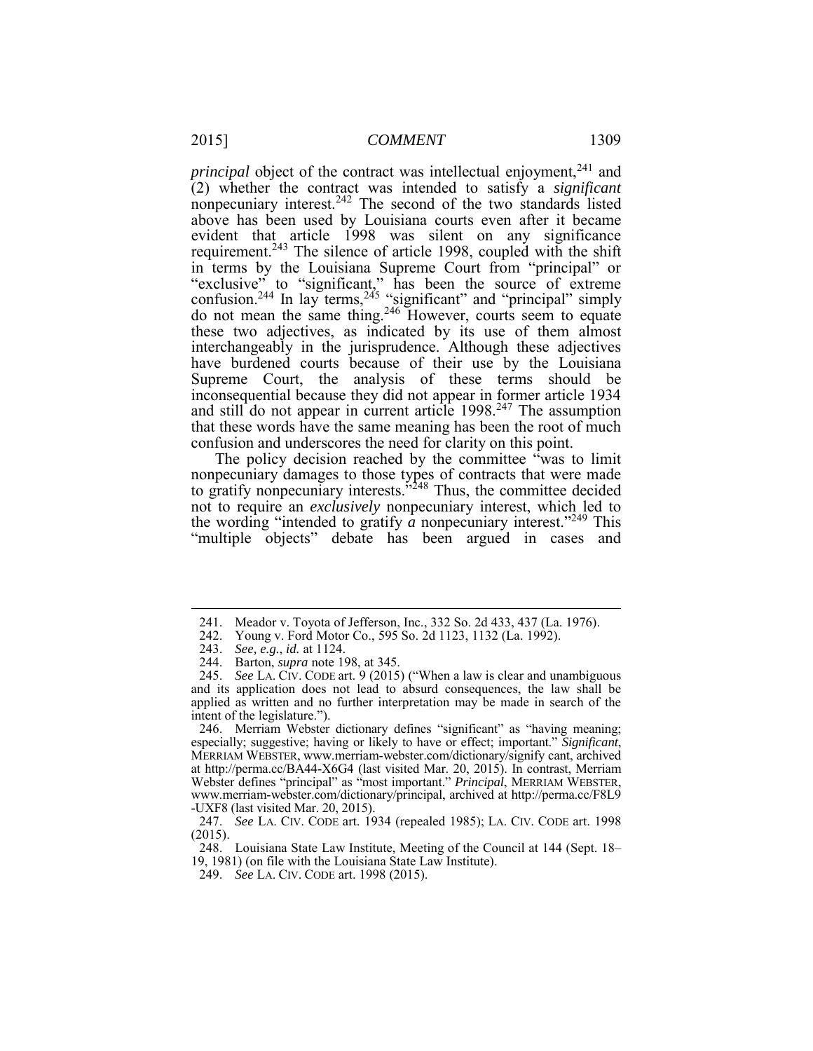*principal* object of the contract was intellectual enjoyment,[241] and (2) whether the contract was intended to satisfy a *significant* nonpecuniary interest.[242] The second of the two standards listed above has been used by Louisiana courts even after it became evident that article 1998 was silent on any significance requirement.[243] The silence of article 1998, coupled with the shift in terms by the Louisiana Supreme Court from "principal" or "exclusive" to "significant," has been the source of extreme confusion.[244] In lay terms,[245] "significant" and "principal" simply do not mean the same thing.[246] However, courts seem to equate these two adjectives, as indicated by its use of them almost interchangeably in the jurisprudence. Although these adjectives have burdened courts because of their use by the Louisiana Supreme Court, the analysis of these terms should be inconsequential because they did not appear in former article 1934 and still do not appear in current article 1998.[247] The assumption that these words have the same meaning has been the root of much confusion and underscores the need for clarity on this point.

The policy decision reached by the committee "was to limit nonpecuniary damages to those types of contracts that were made to gratify nonpecuniary interests."[248] Thus, the committee decided not to require an *exclusively* nonpecuniary interest, which led to the wording "intended to gratify *a* nonpecuniary interest."[249] This "multiple objects" debate has been argued in cases and

---

241. Meador v. Toyota of Jefferson, Inc., 332 So. 2d 433, 437 (La. 1976).

242. Young v. Ford Motor Co., 595 So. 2d 1123, 1132 (La. 1992).

243. *See, e.g.*, *id.* at 1124.

244. Barton, *supra* note 198, at 345.

245. *See* LA. CIV. CODE art. 9 (2015) ("When a law is clear and unambiguous and its application does not lead to absurd consequences, the law shall be applied as written and no further interpretation may be made in search of the intent of the legislature.").

246. Merriam Webster dictionary defines "significant" as "having meaning; especially; suggestive; having or likely to have or effect; important." *Significant*, MERRIAM WEBSTER, www.merriam-webster.com/dictionary/signify cant, archived at http://perma.cc/BA44-X6G4 (last visited Mar. 20, 2015). In contrast, Merriam Webster defines "principal" as "most important." *Principal*, MERRIAM WEBSTER, www.merriam-webster.com/dictionary/principal, archived at http://perma.cc/F8L9-UXF8 (last visited Mar. 20, 2015).

247. *See* LA. CIV. CODE art. 1934 (repealed 1985); LA. CIV. CODE art. 1998 (2015).

248. Louisiana State Law Institute, Meeting of the Council at 144 (Sept. 18–19, 1981) (on file with the Louisiana State Law Institute).

249. *See* LA. CIV. CODE art. 1998 (2015).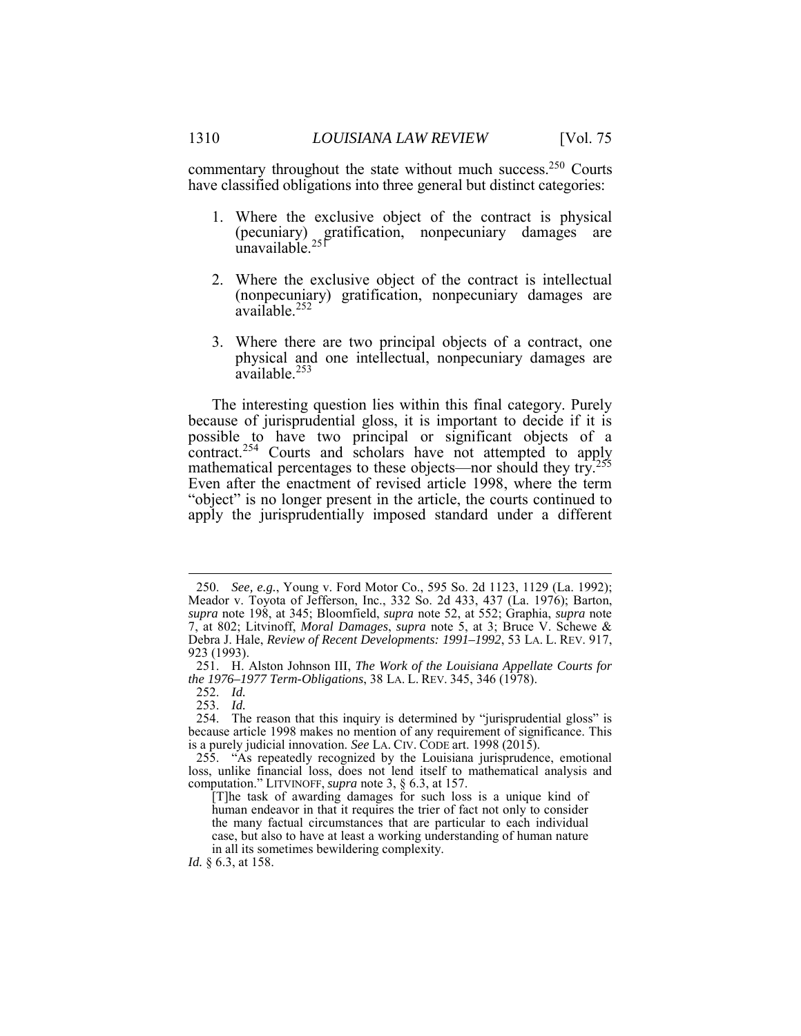commentary throughout the state without much success.[250] Courts have classified obligations into three general but distinct categories:

1. Where the exclusive object of the contract is physical (pecuniary) gratification, nonpecuniary damages are unavailable.[251]

2. Where the exclusive object of the contract is intellectual (nonpecuniary) gratification, nonpecuniary damages are available.[252]

3. Where there are two principal objects of a contract, one physical and one intellectual, nonpecuniary damages are available.[253]

The interesting question lies within this final category. Purely because of jurisprudential gloss, it is important to decide if it is possible to have two principal or significant objects of a contract.[254] Courts and scholars have not attempted to apply mathematical percentages to these objects—nor should they try.[255] Even after the enactment of revised article 1998, where the term "object" is no longer present in the article, the courts continued to apply the jurisprudentially imposed standard under a different

---

250. *See, e.g.*, Young v. Ford Motor Co., 595 So. 2d 1123, 1129 (La. 1992); Meador v. Toyota of Jefferson, Inc., 332 So. 2d 433, 437 (La. 1976); Barton, *supra* note 198, at 345; Bloomfield, *supra* note 52, at 552; Graphia, *supra* note 7, at 802; Litvinoff, *Moral Damages*, *supra* note 5, at 3; Bruce V. Schewe & Debra J. Hale, *Review of Recent Developments: 1991–1992*, 53 LA. L. REV. 917, 923 (1993).

251. H. Alston Johnson III, *The Work of the Louisiana Appellate Courts for the 1976–1977 Term-Obligations*, 38 LA. L. REV. 345, 346 (1978).

252. *Id.*

253. *Id.*

254. The reason that this inquiry is determined by "jurisprudential gloss" is because article 1998 makes no mention of any requirement of significance. This is a purely judicial innovation. *See* LA. CIV. CODE art. 1998 (2015).

255. "As repeatedly recognized by the Louisiana jurisprudence, emotional loss, unlike financial loss, does not lend itself to mathematical analysis and computation." LITVINOFF, *supra* note 3, § 6.3, at 157.

> [T]he task of awarding damages for such loss is a unique kind of human endeavor in that it requires the trier of fact not only to consider the many factual circumstances that are particular to each individual case, but also to have at least a working understanding of human nature in all its sometimes bewildering complexity.

*Id.* § 6.3, at 158.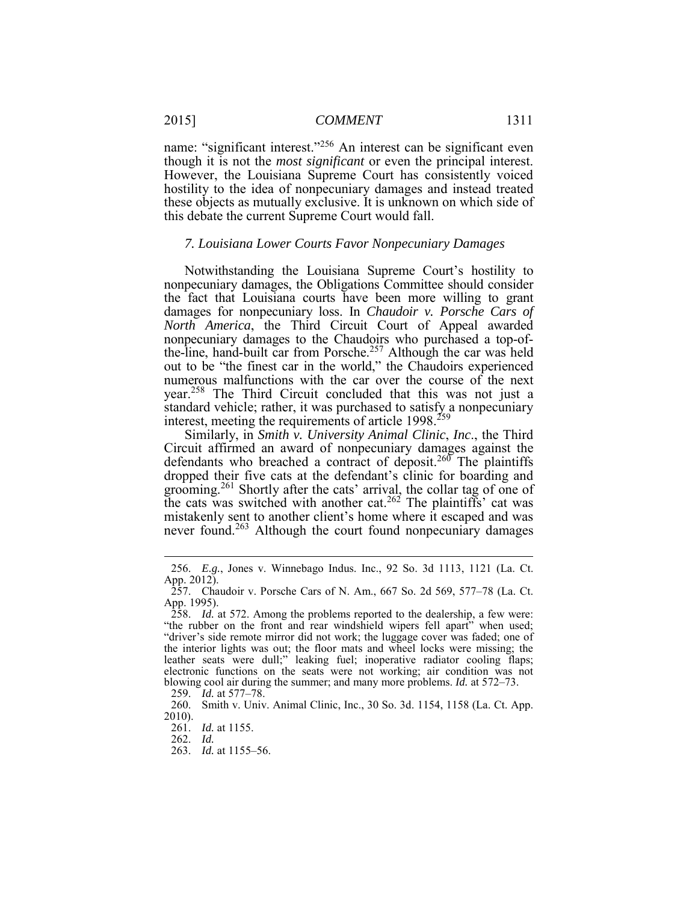name: "significant interest."[256] An interest can be significant even though it is not the *most significant* or even the principal interest. However, the Louisiana Supreme Court has consistently voiced hostility to the idea of nonpecuniary damages and instead treated these objects as mutually exclusive. It is unknown on which side of this debate the current Supreme Court would fall.

### *7. Louisiana Lower Courts Favor Nonpecuniary Damages*

Notwithstanding the Louisiana Supreme Court's hostility to nonpecuniary damages, the Obligations Committee should consider the fact that Louisiana courts have been more willing to grant damages for nonpecuniary loss. In *Chaudoir v. Porsche Cars of North America*, the Third Circuit Court of Appeal awarded nonpecuniary damages to the Chaudoirs who purchased a top-of-the-line, hand-built car from Porsche.[257] Although the car was held out to be "the finest car in the world," the Chaudoirs experienced numerous malfunctions with the car over the course of the next year.[258] The Third Circuit concluded that this was not just a standard vehicle; rather, it was purchased to satisfy a nonpecuniary interest, meeting the requirements of article 1998.[259]

Similarly, in *Smith v. University Animal Clinic*, *Inc*., the Third Circuit affirmed an award of nonpecuniary damages against the defendants who breached a contract of deposit.[260] The plaintiffs dropped their five cats at the defendant's clinic for boarding and grooming.[261] Shortly after the cats' arrival, the collar tag of one of the cats was switched with another cat.[262] The plaintiffs' cat was mistakenly sent to another client's home where it escaped and was never found.[263] Although the court found nonpecuniary damages

---

256. *E.g.*, Jones v. Winnebago Indus. Inc., 92 So. 3d 1113, 1121 (La. Ct. App. 2012).

257. Chaudoir v. Porsche Cars of N. Am., 667 So. 2d 569, 577–78 (La. Ct. App. 1995).

258. *Id.* at 572. Among the problems reported to the dealership, a few were: "the rubber on the front and rear windshield wipers fell apart" when used; "driver's side remote mirror did not work; the luggage cover was faded; one of the interior lights was out; the floor mats and wheel locks were missing; the leather seats were dull;" leaking fuel; inoperative radiator cooling flaps; electronic functions on the seats were not working; air condition was not blowing cool air during the summer; and many more problems. *Id.* at 572–73.

259. *Id.* at 577–78.

260. Smith v. Univ. Animal Clinic, Inc., 30 So. 3d. 1154, 1158 (La. Ct. App. 2010).

261. *Id.* at 1155.

262. *Id.*

263. *Id.* at 1155–56.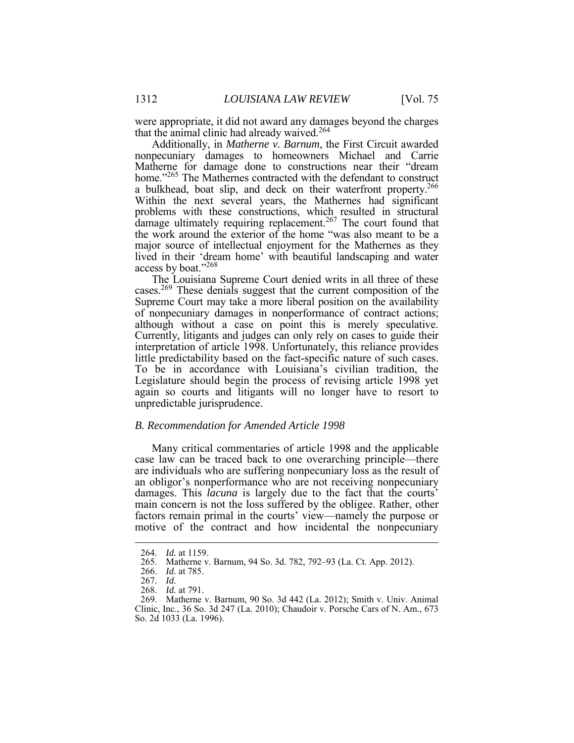were appropriate, it did not award any damages beyond the charges that the animal clinic had already waived.[264]

Additionally, in *Matherne v. Barnum*, the First Circuit awarded nonpecuniary damages to homeowners Michael and Carrie Matherne for damage done to constructions near their "dream home."[265] The Mathernes contracted with the defendant to construct a bulkhead, boat slip, and deck on their waterfront property.[266] Within the next several years, the Mathernes had significant problems with these constructions, which resulted in structural damage ultimately requiring replacement.[267] The court found that the work around the exterior of the home "was also meant to be a major source of intellectual enjoyment for the Mathernes as they lived in their 'dream home' with beautiful landscaping and water access by boat."[268]

The Louisiana Supreme Court denied writs in all three of these cases.[269] These denials suggest that the current composition of the Supreme Court may take a more liberal position on the availability of nonpecuniary damages in nonperformance of contract actions; although without a case on point this is merely speculative. Currently, litigants and judges can only rely on cases to guide their interpretation of article 1998. Unfortunately, this reliance provides little predictability based on the fact-specific nature of such cases. To be in accordance with Louisiana's civilian tradition, the Legislature should begin the process of revising article 1998 yet again so courts and litigants will no longer have to resort to unpredictable jurisprudence.

### *B. Recommendation for Amended Article 1998*

Many critical commentaries of article 1998 and the applicable case law can be traced back to one overarching principle—there are individuals who are suffering nonpecuniary loss as the result of an obligor's nonperformance who are not receiving nonpecuniary damages. This *lacuna* is largely due to the fact that the courts' main concern is not the loss suffered by the obligee. Rather, other factors remain primal in the courts' view—namely the purpose or motive of the contract and how incidental the nonpecuniary

---

264. *Id.* at 1159.

265. Matherne v. Barnum, 94 So. 3d. 782, 792–93 (La. Ct. App. 2012).

266. *Id.* at 785.

267. *Id.*

268. *Id.* at 791.

269. Matherne v. Barnum, 90 So. 3d 442 (La. 2012); Smith v. Univ. Animal Clinic, Inc., 36 So. 3d 247 (La. 2010); Chaudoir v. Porsche Cars of N. Am., 673 So. 2d 1033 (La. 1996).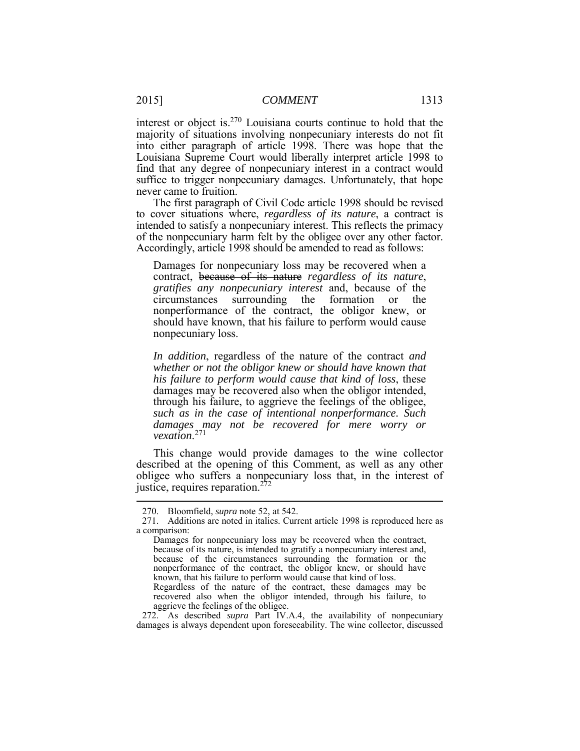interest or object is.[270] Louisiana courts continue to hold that the majority of situations involving nonpecuniary interests do not fit into either paragraph of article 1998. There was hope that the Louisiana Supreme Court would liberally interpret article 1998 to find that any degree of nonpecuniary interest in a contract would suffice to trigger nonpecuniary damages. Unfortunately, that hope never came to fruition.

The first paragraph of Civil Code article 1998 should be revised to cover situations where, *regardless of its nature*, a contract is intended to satisfy a nonpecuniary interest. This reflects the primacy of the nonpecuniary harm felt by the obligee over any other factor. Accordingly, article 1998 should be amended to read as follows:

> Damages for nonpecuniary loss may be recovered when a contract, ~~because of its nature~~ *regardless of its nature*, *gratifies any nonpecuniary interest* and, because of the circumstances surrounding the formation or the nonperformance of the contract, the obligor knew, or should have known, that his failure to perform would cause nonpecuniary loss.
>
> *In addition*, regardless of the nature of the contract *and whether or not the obligor knew or should have known that his failure to perform would cause that kind of loss*, these damages may be recovered also when the obligor intended, through his failure, to aggrieve the feelings of the obligee, *such as in the case of intentional nonperformance. Such damages may not be recovered for mere worry or vexation*.[271]

This change would provide damages to the wine collector described at the opening of this Comment, as well as any other obligee who suffers a nonpecuniary loss that, in the interest of justice, requires reparation.[272]

---

270. Bloomfield, *supra* note 52, at 542.

271. Additions are noted in italics. Current article 1998 is reproduced here as a comparison:

> Damages for nonpecuniary loss may be recovered when the contract, because of its nature, is intended to gratify a nonpecuniary interest and, because of the circumstances surrounding the formation or the nonperformance of the contract, the obligor knew, or should have known, that his failure to perform would cause that kind of loss.
>
> Regardless of the nature of the contract, these damages may be recovered also when the obligor intended, through his failure, to aggrieve the feelings of the obligee.

272. As described *supra* Part IV.A.4, the availability of nonpecuniary damages is always dependent upon foreseeability. The wine collector, discussed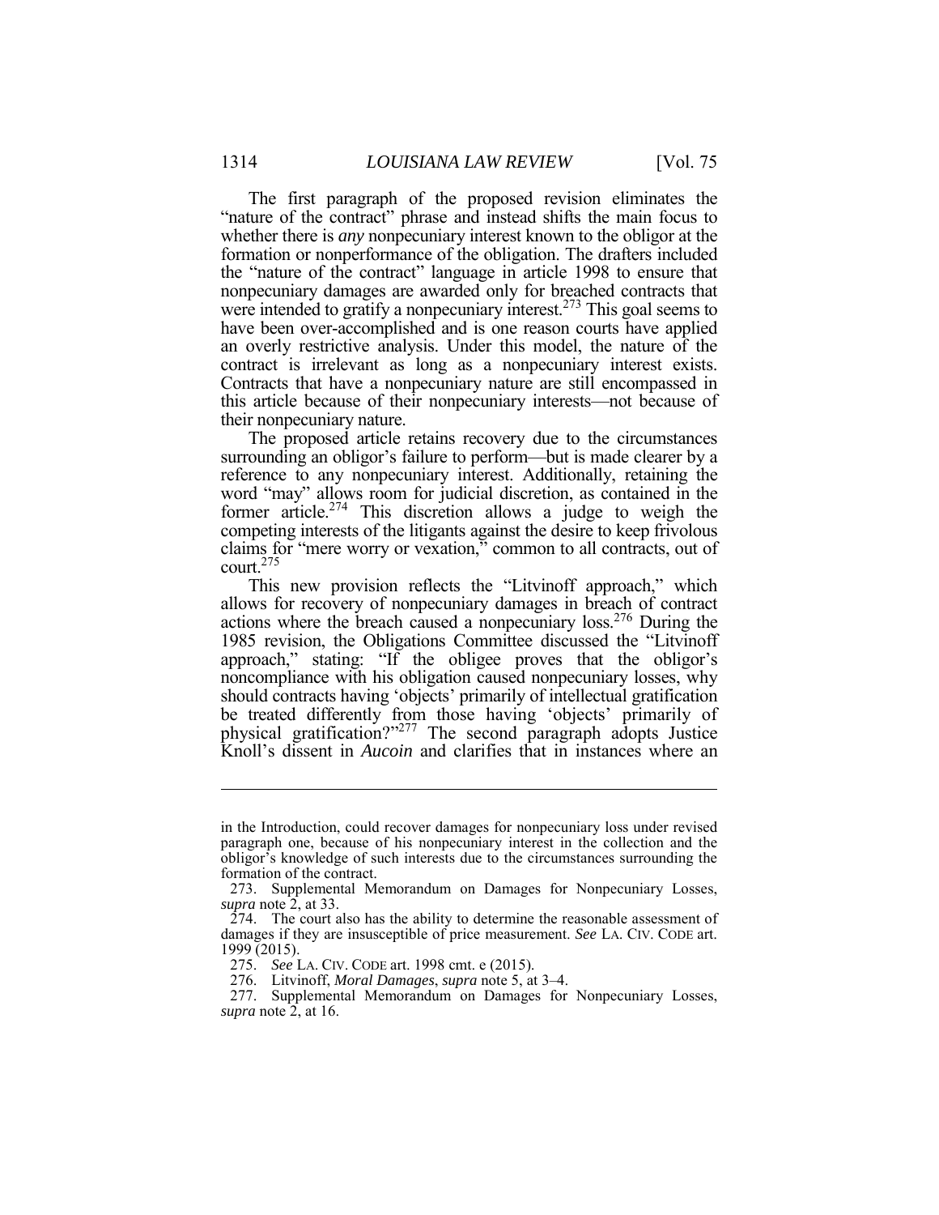The first paragraph of the proposed revision eliminates the "nature of the contract" phrase and instead shifts the main focus to whether there is *any* nonpecuniary interest known to the obligor at the formation or nonperformance of the obligation. The drafters included the "nature of the contract" language in article 1998 to ensure that nonpecuniary damages are awarded only for breached contracts that were intended to gratify a nonpecuniary interest.[273] This goal seems to have been over-accomplished and is one reason courts have applied an overly restrictive analysis. Under this model, the nature of the contract is irrelevant as long as a nonpecuniary interest exists. Contracts that have a nonpecuniary nature are still encompassed in this article because of their nonpecuniary interests—not because of their nonpecuniary nature.

The proposed article retains recovery due to the circumstances surrounding an obligor's failure to perform—but is made clearer by a reference to any nonpecuniary interest. Additionally, retaining the word "may" allows room for judicial discretion, as contained in the former article.[274] This discretion allows a judge to weigh the competing interests of the litigants against the desire to keep frivolous claims for "mere worry or vexation," common to all contracts, out of court.[275]

This new provision reflects the "Litvinoff approach," which allows for recovery of nonpecuniary damages in breach of contract actions where the breach caused a nonpecuniary loss.[276] During the 1985 revision, the Obligations Committee discussed the "Litvinoff approach," stating: "If the obligee proves that the obligor's noncompliance with his obligation caused nonpecuniary losses, why should contracts having 'objects' primarily of intellectual gratification be treated differently from those having 'objects' primarily of physical gratification?"[277] The second paragraph adopts Justice Knoll's dissent in *Aucoin* and clarifies that in instances where an

---

in the Introduction, could recover damages for nonpecuniary loss under revised paragraph one, because of his nonpecuniary interest in the collection and the obligor's knowledge of such interests due to the circumstances surrounding the formation of the contract.

273. Supplemental Memorandum on Damages for Nonpecuniary Losses, *supra* note 2, at 33.

274. The court also has the ability to determine the reasonable assessment of damages if they are insusceptible of price measurement. *See* LA. CIV. CODE art. 1999 (2015).

275. *See* LA. CIV. CODE art. 1998 cmt. e (2015).

276. Litvinoff, *Moral Damages*, *supra* note 5, at 3–4.

277. Supplemental Memorandum on Damages for Nonpecuniary Losses, *supra* note 2, at 16.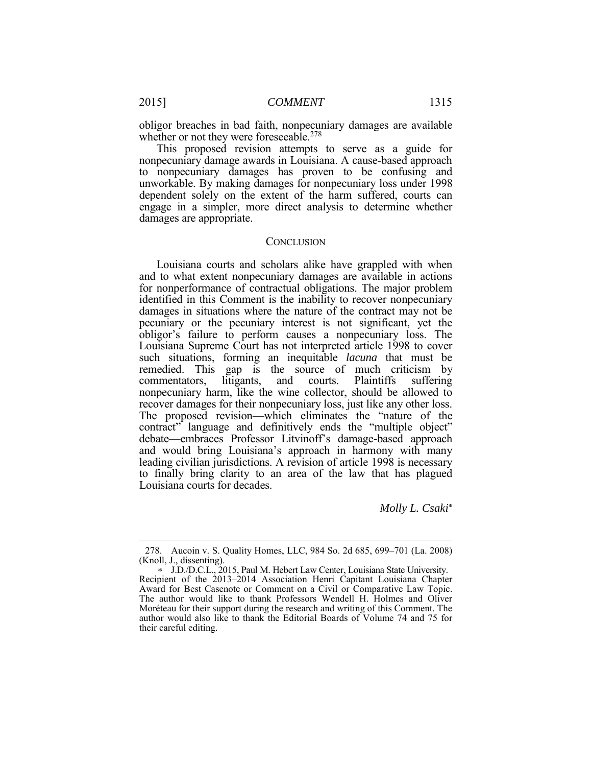obligor breaches in bad faith, nonpecuniary damages are available whether or not they were foreseeable.[278]

This proposed revision attempts to serve as a guide for nonpecuniary damage awards in Louisiana. A cause-based approach to nonpecuniary damages has proven to be confusing and unworkable. By making damages for nonpecuniary loss under 1998 dependent solely on the extent of the harm suffered, courts can engage in a simpler, more direct analysis to determine whether damages are appropriate.

## CONCLUSION

Louisiana courts and scholars alike have grappled with when and to what extent nonpecuniary damages are available in actions for nonperformance of contractual obligations. The major problem identified in this Comment is the inability to recover nonpecuniary damages in situations where the nature of the contract may not be pecuniary or the pecuniary interest is not significant, yet the obligor's failure to perform causes a nonpecuniary loss. The Louisiana Supreme Court has not interpreted article 1998 to cover such situations, forming an inequitable *lacuna* that must be remedied. This gap is the source of much criticism by commentators, litigants, and courts. Plaintiffs suffering nonpecuniary harm, like the wine collector, should be allowed to recover damages for their nonpecuniary loss, just like any other loss. The proposed revision—which eliminates the "nature of the contract" language and definitively ends the "multiple object" debate—embraces Professor Litvinoff's damage-based approach and would bring Louisiana's approach in harmony with many leading civilian jurisdictions. A revision of article 1998 is necessary to finally bring clarity to an area of the law that has plagued Louisiana courts for decades.

*Molly L. Csaki*[*]

---

278. Aucoin v. S. Quality Homes, LLC, 984 So. 2d 685, 699–701 (La. 2008) (Knoll, J., dissenting).

\* J.D./D.C.L., 2015, Paul M. Hebert Law Center, Louisiana State University. Recipient of the 2013–2014 Association Henri Capitant Louisiana Chapter Award for Best Casenote or Comment on a Civil or Comparative Law Topic. The author would like to thank Professors Wendell H. Holmes and Oliver Moréteau for their support during the research and writing of this Comment. The author would also like to thank the Editorial Boards of Volume 74 and 75 for their careful editing.